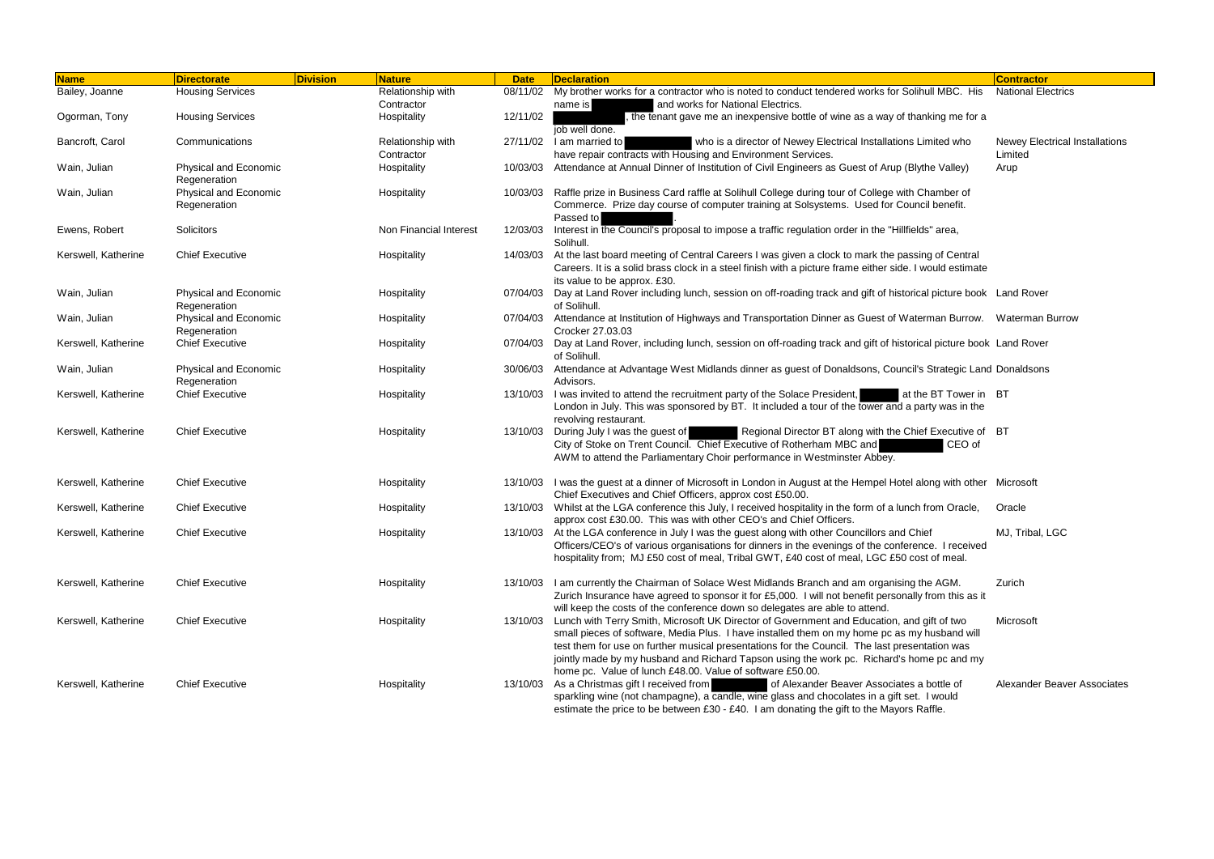| Name | Directorate | Division | Nature | Date | Declaration | Contractor |
|---|---|---|---|---|---|---|
| Bailey, Joanne | Housing Services | | Relationship with Contractor | 08/11/02 | My brother works for a contractor who is noted to conduct tendered works for Solihull MBC. His name is [redacted] and works for National Electrics. | National Electrics |
| Ogorman, Tony | Housing Services | | Hospitality | 12/11/02 | [redacted], the tenant gave me an inexpensive bottle of wine as a way of thanking me for a job well done. | |
| Bancroft, Carol | Communications | | Relationship with Contractor | 27/11/02 | I am married to [redacted] who is a director of Newey Electrical Installations Limited who have repair contracts with Housing and Environment Services. | Newey Electrical Installations Limited |
| Wain, Julian | Physical and Economic Regeneration | | Hospitality | 10/03/03 | Attendance at Annual Dinner of Institution of Civil Engineers as Guest of Arup (Blythe Valley) | Arup |
| Wain, Julian | Physical and Economic Regeneration | | Hospitality | 10/03/03 | Raffle prize in Business Card raffle at Solihull College during tour of College with Chamber of Commerce. Prize day course of computer training at Solsystems. Used for Council benefit. Passed to [redacted]. | |
| Ewens, Robert | Solicitors | | Non Financial Interest | 12/03/03 | Interest in the Council's proposal to impose a traffic regulation order in the "Hillfields" area, Solihull. | |
| Kerswell, Katherine | Chief Executive | | Hospitality | 14/03/03 | At the last board meeting of Central Careers I was given a clock to mark the passing of Central Careers. It is a solid brass clock in a steel finish with a picture frame either side. I would estimate its value to be approx. £30. | |
| Wain, Julian | Physical and Economic Regeneration | | Hospitality | 07/04/03 | Day at Land Rover including lunch, session on off-roading track and gift of historical picture book of Solihull. | Land Rover |
| Wain, Julian | Physical and Economic Regeneration | | Hospitality | 07/04/03 | Attendance at Institution of Highways and Transportation Dinner as Guest of Waterman Burrow. Crocker 27.03.03 | Waterman Burrow |
| Kerswell, Katherine | Chief Executive | | Hospitality | 07/04/03 | Day at Land Rover, including lunch, session on off-roading track and gift of historical picture book of Solihull. | Land Rover |
| Wain, Julian | Physical and Economic Regeneration | | Hospitality | 30/06/03 | Attendance at Advantage West Midlands dinner as guest of Donaldsons, Council's Strategic Land Advisors. | Donaldsons |
| Kerswell, Katherine | Chief Executive | | Hospitality | 13/10/03 | I was invited to attend the recruitment party of the Solace President, [redacted] at the BT Tower in London in July. This was sponsored by BT. It included a tour of the tower and a party was in the revolving restaurant. | BT |
| Kerswell, Katherine | Chief Executive | | Hospitality | 13/10/03 | During July I was the guest of [redacted] Regional Director BT along with the Chief Executive of City of Stoke on Trent Council. Chief Executive of Rotherham MBC and [redacted] CEO of AWM to attend the Parliamentary Choir performance in Westminster Abbey. | BT |
| Kerswell, Katherine | Chief Executive | | Hospitality | 13/10/03 | I was the guest at a dinner of Microsoft in London in August at the Hempel Hotel along with other Chief Executives and Chief Officers, approx cost £50.00. | Microsoft |
| Kerswell, Katherine | Chief Executive | | Hospitality | 13/10/03 | Whilst at the LGA conference this July, I received hospitality in the form of a lunch from Oracle, approx cost £30.00. This was with other CEO's and Chief Officers. | Oracle |
| Kerswell, Katherine | Chief Executive | | Hospitality | 13/10/03 | At the LGA conference in July I was the guest along with other Councillors and Chief Officers/CEO's of various organisations for dinners in the evenings of the conference. I received hospitality from; MJ £50 cost of meal, Tribal GWT, £40 cost of meal, LGC £50 cost of meal. | MJ, Tribal, LGC |
| Kerswell, Katherine | Chief Executive | | Hospitality | 13/10/03 | I am currently the Chairman of Solace West Midlands Branch and am organising the AGM. Zurich Insurance have agreed to sponsor it for £5,000. I will not benefit personally from this as it will keep the costs of the conference down so delegates are able to attend. | Zurich |
| Kerswell, Katherine | Chief Executive | | Hospitality | 13/10/03 | Lunch with Terry Smith, Microsoft UK Director of Government and Education, and gift of two small pieces of software, Media Plus. I have installed them on my home pc as my husband will test them for use on further musical presentations for the Council. The last presentation was jointly made by my husband and Richard Tapson using the work pc. Richard's home pc and my home pc. Value of lunch £48.00. Value of software £50.00. | Microsoft |
| Kerswell, Katherine | Chief Executive | | Hospitality | 13/10/03 | As a Christmas gift I received from [redacted] of Alexander Beaver Associates a bottle of sparkling wine (not champagne), a candle, wine glass and chocolates in a gift set. I would estimate the price to be between £30 - £40. I am donating the gift to the Mayors Raffle. | Alexander Beaver Associates |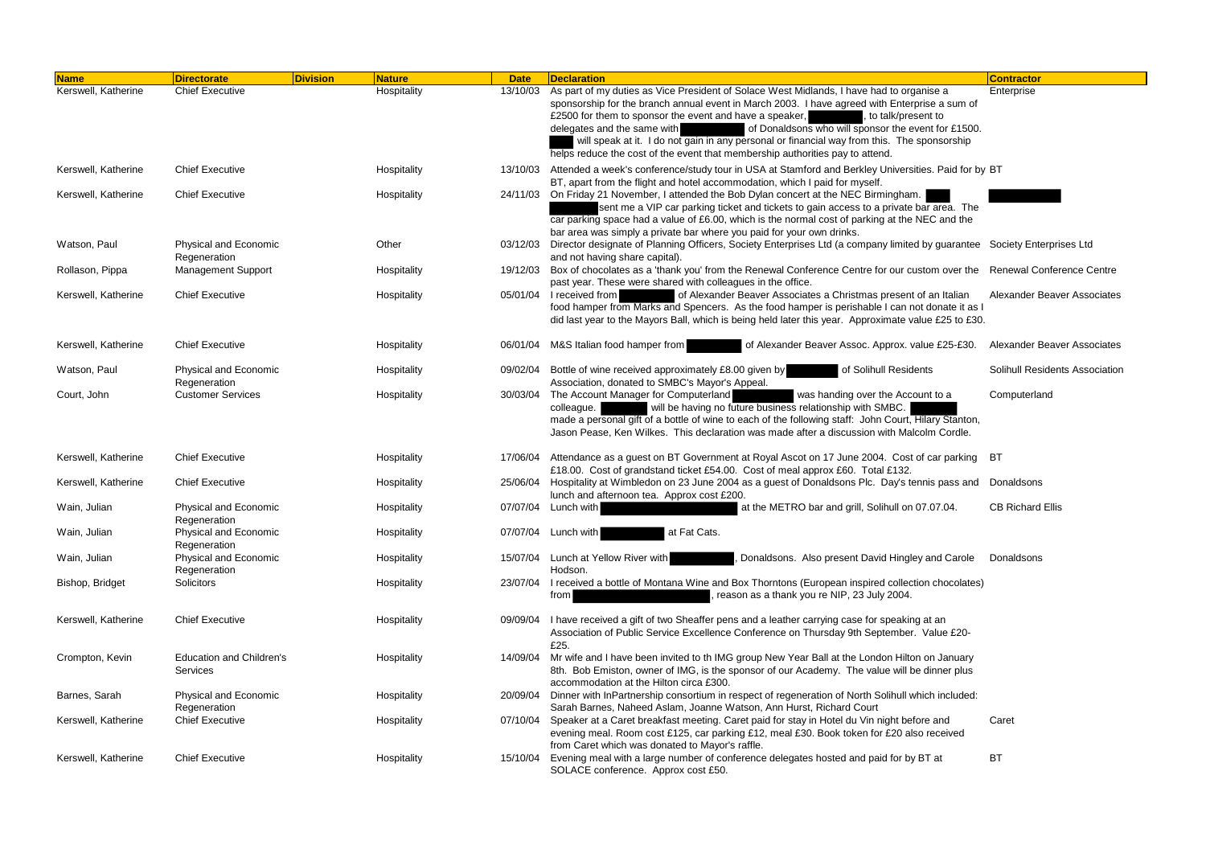| Name | Directorate | Division | Nature | Date | Declaration | Contractor |
|---|---|---|---|---|---|---|
| Kerswell, Katherine | Chief Executive | | Hospitality | 13/10/03 | As part of my duties as Vice President of Solace West Midlands, I have had to organise a sponsorship for the branch annual event in March 2003. I have agreed with Enterprise a sum of £2500 for them to sponsor the event and have a speaker, , to talk/present to delegates and the same with of Donaldsons who will sponsor the event for £1500. will speak at it. I do not gain in any personal or financial way from this. The sponsorship helps reduce the cost of the event that membership authorities pay to attend. | Enterprise |
| Kerswell, Katherine | Chief Executive | | Hospitality | 13/10/03 | Attended a week's conference/study tour in USA at Stamford and Berkley Universities. Paid for by BT, apart from the flight and hotel accommodation, which I paid for myself. | BT |
| Kerswell, Katherine | Chief Executive | | Hospitality | 24/11/03 | On Friday 21 November, I attended the Bob Dylan concert at the NEC Birmingham. sent me a VIP car parking ticket and tickets to gain access to a private bar area. The car parking space had a value of £6.00, which is the normal cost of parking at the NEC and the bar area was simply a private bar where you paid for your own drinks. | |
| Watson, Paul | Physical and Economic Regeneration | | Other | 03/12/03 | Director designate of Planning Officers, Society Enterprises Ltd (a company limited by guarantee and not having share capital). | Society Enterprises Ltd |
| Rollason, Pippa | Management Support | | Hospitality | 19/12/03 | Box of chocolates as a 'thank you' from the Renewal Conference Centre for our custom over the past year. These were shared with colleagues in the office. | Renewal Conference Centre |
| Kerswell, Katherine | Chief Executive | | Hospitality | 05/01/04 | I received from of Alexander Beaver Associates a Christmas present of an Italian food hamper from Marks and Spencers. As the food hamper is perishable I can not donate it as I did last year to the Mayors Ball, which is being held later this year. Approximate value £25 to £30. | Alexander Beaver Associates |
| Kerswell, Katherine | Chief Executive | | Hospitality | 06/01/04 | M&S Italian food hamper from of Alexander Beaver Assoc. Approx. value £25-£30. | Alexander Beaver Associates |
| Watson, Paul | Physical and Economic Regeneration | | Hospitality | 09/02/04 | Bottle of wine received approximately £8.00 given by of Solihull Residents Association, donated to SMBC's Mayor's Appeal. | Solihull Residents Association |
| Court, John | Customer Services | | Hospitality | 30/03/04 | The Account Manager for Computerland was handing over the Account to a colleague. will be having no future business relationship with SMBC. made a personal gift of a bottle of wine to each of the following staff: John Court, Hilary Stanton, Jason Pease, Ken Wilkes. This declaration was made after a discussion with Malcolm Cordle. | Computerland |
| Kerswell, Katherine | Chief Executive | | Hospitality | 17/06/04 | Attendance as a guest on BT Government at Royal Ascot on 17 June 2004. Cost of car parking £18.00. Cost of grandstand ticket £54.00. Cost of meal approx £60. Total £132. | BT |
| Kerswell, Katherine | Chief Executive | | Hospitality | 25/06/04 | Hospitality at Wimbledon on 23 June 2004 as a guest of Donaldsons Plc. Day's tennis pass and lunch and afternoon tea. Approx cost £200. | Donaldsons |
| Wain, Julian | Physical and Economic Regeneration | | Hospitality | 07/07/04 | Lunch with at the METRO bar and grill, Solihull on 07.07.04. | CB Richard Ellis |
| Wain, Julian | Physical and Economic Regeneration | | Hospitality | 07/07/04 | Lunch with at Fat Cats. | |
| Wain, Julian | Physical and Economic Regeneration | | Hospitality | 15/07/04 | Lunch at Yellow River with , Donaldsons. Also present David Hingley and Carole Hodson. | Donaldsons |
| Bishop, Bridget | Solicitors | | Hospitality | 23/07/04 | I received a bottle of Montana Wine and Box Thorntons (European inspired collection chocolates) from , reason as a thank you re NIP, 23 July 2004. | |
| Kerswell, Katherine | Chief Executive | | Hospitality | 09/09/04 | I have received a gift of two Sheaffer pens and a leather carrying case for speaking at an Association of Public Service Excellence Conference on Thursday 9th September. Value £20-£25. | |
| Crompton, Kevin | Education and Children's Services | | Hospitality | 14/09/04 | Mr wife and I have been invited to th IMG group New Year Ball at the London Hilton on January 8th. Bob Emiston, owner of IMG, is the sponsor of our Academy. The value will be dinner plus accommodation at the Hilton circa £300. | |
| Barnes, Sarah | Physical and Economic Regeneration | | Hospitality | 20/09/04 | Dinner with InPartnership consortium in respect of regeneration of North Solihull which included: Sarah Barnes, Naheed Aslam, Joanne Watson, Ann Hurst, Richard Court | |
| Kerswell, Katherine | Chief Executive | | Hospitality | 07/10/04 | Speaker at a Caret breakfast meeting. Caret paid for stay in Hotel du Vin night before and evening meal. Room cost £125, car parking £12, meal £30. Book token for £20 also received from Caret which was donated to Mayor's raffle. | Caret |
| Kerswell, Katherine | Chief Executive | | Hospitality | 15/10/04 | Evening meal with a large number of conference delegates hosted and paid for by BT at SOLACE conference. Approx cost £50. | BT |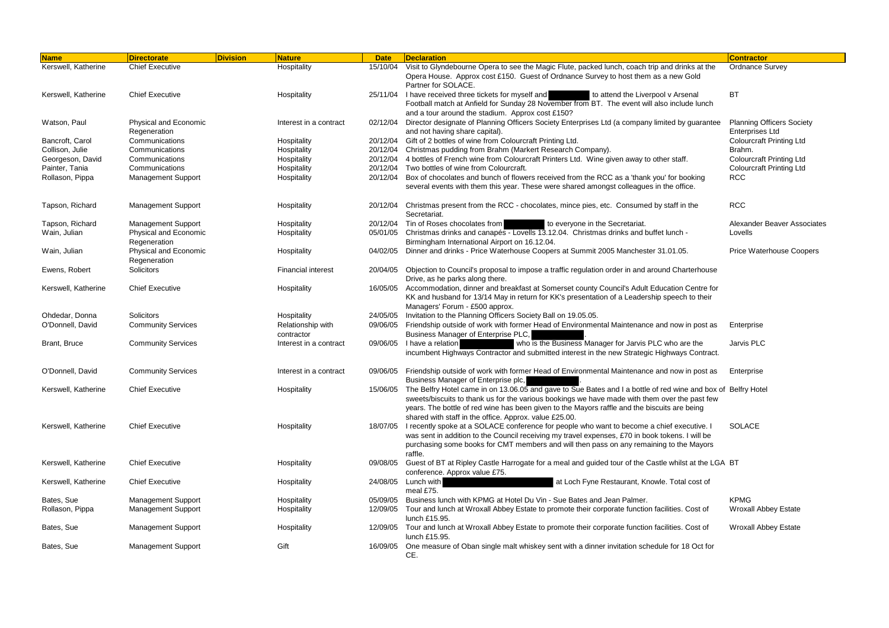| Name | Directorate | Division | Nature | Date | Declaration | Contractor |
|---|---|---|---|---|---|---|
| Kerswell, Katherine | Chief Executive | | Hospitality | 15/10/04 | Visit to Glyndebourne Opera to see the Magic Flute, packed lunch, coach trip and drinks at the Opera House. Approx cost £150. Guest of Ordnance Survey to host them as a new Gold Partner for SOLACE. | Ordnance Survey |
| Kerswell, Katherine | Chief Executive | | Hospitality | 25/11/04 | I have received three tickets for myself and to attend the Liverpool v Arsenal Football match at Anfield for Sunday 28 November from BT. The event will also include lunch and a tour around the stadium. Approx cost £150? | BT |
| Watson, Paul | Physical and Economic Regeneration | | Interest in a contract | 02/12/04 | Director designate of Planning Officers Society Enterprises Ltd (a company limited by guarantee and not having share capital). | Planning Officers Society Enterprises Ltd |
| Bancroft, Carol | Communications | | Hospitality | 20/12/04 | Gift of 2 bottles of wine from Colourcraft Printing Ltd. | Colourcraft Printing Ltd |
| Collison, Julie | Communications | | Hospitality | 20/12/04 | Christmas pudding from Brahm (Markert Research Company). | Brahm. |
| Georgeson, David | Communications | | Hospitality | 20/12/04 | 4 bottles of French wine from Colourcraft Printers Ltd. Wine given away to other staff. | Colourcraft Printing Ltd |
| Painter, Tania | Communications | | Hospitality | 20/12/04 | Two bottles of wine from Colourcraft. | Colourcraft Printing Ltd |
| Rollason, Pippa | Management Support | | Hospitality | 20/12/04 | Box of chocolates and bunch of flowers received from the RCC as a 'thank you' for booking several events with them this year. These were shared amongst colleagues in the office. | RCC |
| Tapson, Richard | Management Support | | Hospitality | 20/12/04 | Christmas present from the RCC - chocolates, mince pies, etc. Consumed by staff in the Secretariat. | RCC |
| Tapson, Richard | Management Support | | Hospitality | 20/12/04 | Tin of Roses chocolates from to everyone in the Secretariat. | Alexander Beaver Associates |
| Wain, Julian | Physical and Economic Regeneration | | Hospitality | 05/01/05 | Christmas drinks and canapés - Lovells 13.12.04. Christmas drinks and buffet lunch - Birmingham International Airport on 16.12.04. | Lovells |
| Wain, Julian | Physical and Economic Regeneration | | Hospitality | 04/02/05 | Dinner and drinks - Price Waterhouse Coopers at Summit 2005 Manchester 31.01.05. | Price Waterhouse Coopers |
| Ewens, Robert | Solicitors | | Financial interest | 20/04/05 | Objection to Council's proposal to impose a traffic regulation order in and around Charterhouse Drive, as he parks along there. | |
| Kerswell, Katherine | Chief Executive | | Hospitality | 16/05/05 | Accommodation, dinner and breakfast at Somerset county Council's Adult Education Centre for KK and husband for 13/14 May in return for KK's presentation of a Leadership speech to their Managers' Forum - £500 approx. | |
| Ohdedar, Donna | Solicitors | | Hospitality | 24/05/05 | Invitation to the Planning Officers Society Ball on 19.05.05. | |
| O'Donnell, David | Community Services | | Relationship with contractor | 09/06/05 | Friendship outside of work with former Head of Environmental Maintenance and now in post as Business Manager of Enterprise PLC, . | Enterprise |
| Brant, Bruce | Community Services | | Interest in a contract | 09/06/05 | I have a relation who is the Business Manager for Jarvis PLC who are the incumbent Highways Contractor and submitted interest in the new Strategic Highways Contract. | Jarvis PLC |
| O'Donnell, David | Community Services | | Interest in a contract | 09/06/05 | Friendship outside of work with former Head of Environmental Maintenance and now in post as Business Manager of Enterprise plc, . | Enterprise |
| Kerswell, Katherine | Chief Executive | | Hospitality | 15/06/05 | The Belfry Hotel came in on 13.06.05 and gave to Sue Bates and I a bottle of red wine and box of sweets/biscuits to thank us for the various bookings we have made with them over the past few years. The bottle of red wine has been given to the Mayors raffle and the biscuits are being shared with staff in the office. Approx. value £25.00. | Belfry Hotel |
| Kerswell, Katherine | Chief Executive | | Hospitality | 18/07/05 | I recently spoke at a SOLACE conference for people who want to become a chief executive. I was sent in addition to the Council receiving my travel expenses, £70 in book tokens. I will be purchasing some books for CMT members and will then pass on any remaining to the Mayors raffle. | SOLACE |
| Kerswell, Katherine | Chief Executive | | Hospitality | 09/08/05 | Guest of BT at Ripley Castle Harrogate for a meal and guided tour of the Castle whilst at the LGA conference. Approx value £75. | BT |
| Kerswell, Katherine | Chief Executive | | Hospitality | 24/08/05 | Lunch with at Loch Fyne Restaurant, Knowle. Total cost of meal £75. | |
| Bates, Sue | Management Support | | Hospitality | 05/09/05 | Business lunch with KPMG at Hotel Du Vin - Sue Bates and Jean Palmer. | KPMG |
| Rollason, Pippa | Management Support | | Hospitality | 12/09/05 | Tour and lunch at Wroxall Abbey Estate to promote their corporate function facilities. Cost of lunch £15.95. | Wroxall Abbey Estate |
| Bates, Sue | Management Support | | Hospitality | 12/09/05 | Tour and lunch at Wroxall Abbey Estate to promote their corporate function facilities. Cost of lunch £15.95. | Wroxall Abbey Estate |
| Bates, Sue | Management Support | | Gift | 16/09/05 | One measure of Oban single malt whiskey sent with a dinner invitation schedule for 18 Oct for CE. | |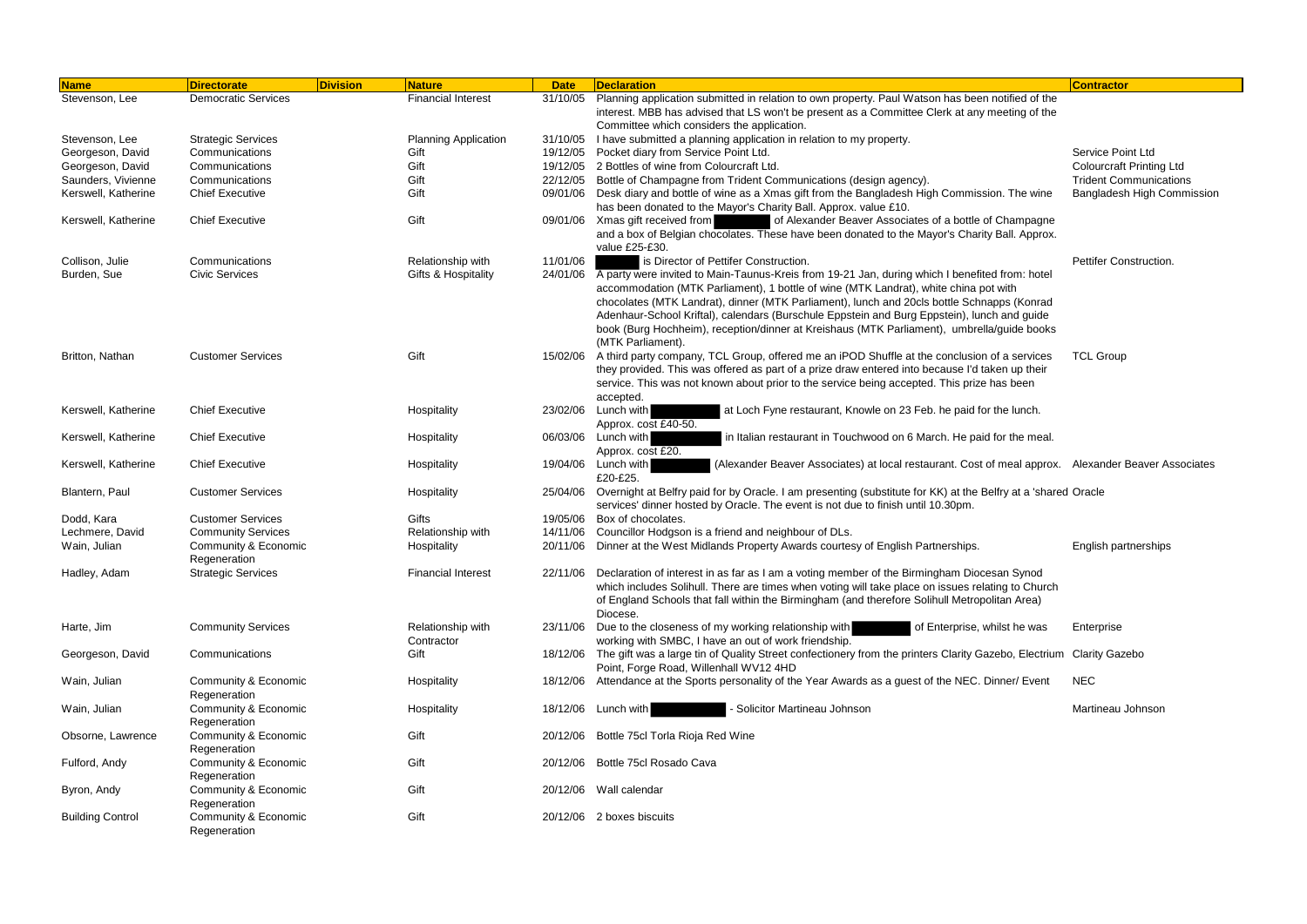| Name | Directorate | Division | Nature | Date | Declaration | Contractor |
|---|---|---|---|---|---|---|
| Stevenson, Lee | Democratic Services | | Financial Interest | 31/10/05 | Planning application submitted in relation to own property. Paul Watson has been notified of the interest. MBB has advised that LS won't be present as a Committee Clerk at any meeting of the Committee which considers the application. | |
| Stevenson, Lee | Strategic Services | | Planning Application | 31/10/05 | I have submitted a planning application in relation to my property. | |
| Georgeson, David | Communications | | Gift | 19/12/05 | Pocket diary from Service Point Ltd. | Service Point Ltd |
| Georgeson, David | Communications | | Gift | 19/12/05 | 2 Bottles of wine from Colourcraft Ltd. | Colourcraft Printing Ltd |
| Saunders, Vivienne | Communications | | Gift | 22/12/05 | Bottle of Champagne from Trident Communications (design agency). | Trident Communications |
| Kerswell, Katherine | Chief Executive | | Gift | 09/01/06 | Desk diary and bottle of wine as a Xmas gift from the Bangladesh High Commission. The wine has been donated to the Mayor's Charity Ball. Approx. value £10. | Bangladesh High Commission |
| Kerswell, Katherine | Chief Executive | | Gift | 09/01/06 | Xmas gift received from [redacted] of Alexander Beaver Associates of a bottle of Champagne and a box of Belgian chocolates. These have been donated to the Mayor's Charity Ball. Approx. value £25-£30. | |
| Collison, Julie | Communications | | Relationship with | 11/01/06 | [redacted] is Director of Pettifer Construction. | Pettifer Construction. |
| Burden, Sue | Civic Services | | Gifts & Hospitality | 24/01/06 | A party were invited to Main-Taunus-Kreis from 19-21 Jan, during which I benefited from: hotel accommodation (MTK Parliament), 1 bottle of wine (MTK Landrat), white china pot with chocolates (MTK Landrat), dinner (MTK Parliament), lunch and 20cls bottle Schnapps (Konrad Adenhaur-School Kriftal), calendars (Burschule Eppstein and Burg Eppstein), lunch and guide book (Burg Hochheim), reception/dinner at Kreishaus (MTK Parliament), umbrella/guide books (MTK Parliament). | |
| Britton, Nathan | Customer Services | | Gift | 15/02/06 | A third party company, TCL Group, offered me an iPOD Shuffle at the conclusion of a services they provided. This was offered as part of a prize draw entered into because I'd taken up their service. This was not known about prior to the service being accepted. This prize has been accepted. | TCL Group |
| Kerswell, Katherine | Chief Executive | | Hospitality | 23/02/06 | Lunch with [redacted] at Loch Fyne restaurant, Knowle on 23 Feb. he paid for the lunch. Approx. cost £40-50. | |
| Kerswell, Katherine | Chief Executive | | Hospitality | 06/03/06 | Lunch with [redacted] in Italian restaurant in Touchwood on 6 March. He paid for the meal. Approx. cost £20. | |
| Kerswell, Katherine | Chief Executive | | Hospitality | 19/04/06 | Lunch with [redacted] (Alexander Beaver Associates) at local restaurant. Cost of meal approx. £20-£25. | Alexander Beaver Associates |
| Blantern, Paul | Customer Services | | Hospitality | 25/04/06 | Overnight at Belfry paid for by Oracle. I am presenting (substitute for KK) at the Belfry at a 'shared services' dinner hosted by Oracle. The event is not due to finish until 10.30pm. | Oracle |
| Dodd, Kara | Customer Services | | Gifts | 19/05/06 | Box of chocolates. | |
| Lechmere, David | Community Services | | Relationship with | 14/11/06 | Councillor Hodgson is a friend and neighbour of DLs. | |
| Wain, Julian | Community & Economic Regeneration | | Hospitality | 20/11/06 | Dinner at the West Midlands Property Awards courtesy of English Partnerships. | English partnerships |
| Hadley, Adam | Strategic Services | | Financial Interest | 22/11/06 | Declaration of interest in as far as I am a voting member of the Birmingham Diocesan Synod which includes Solihull. There are times when voting will take place on issues relating to Church of England Schools that fall within the Birmingham (and therefore Solihull Metropolitan Area) Diocese. | |
| Harte, Jim | Community Services | | Relationship with Contractor | 23/11/06 | Due to the closeness of my working relationship with [redacted] of Enterprise, whilst he was working with SMBC, I have an out of work friendship. | Enterprise |
| Georgeson, David | Communications | | Gift | 18/12/06 | The gift was a large tin of Quality Street confectionery from the printers Clarity Gazebo, Electrium Point, Forge Road, Willenhall WV12 4HD | Clarity Gazebo |
| Wain, Julian | Community & Economic Regeneration | | Hospitality | 18/12/06 | Attendance at the Sports personality of the Year Awards as a guest of the NEC. Dinner/ Event | NEC |
| Wain, Julian | Community & Economic Regeneration | | Hospitality | 18/12/06 | Lunch with [redacted] - Solicitor Martineau Johnson | Martineau Johnson |
| Obsorne, Lawrence | Community & Economic Regeneration | | Gift | 20/12/06 | Bottle 75cl Torla Rioja Red Wine | |
| Fulford, Andy | Community & Economic Regeneration | | Gift | 20/12/06 | Bottle 75cl Rosado Cava | |
| Byron, Andy | Community & Economic Regeneration | | Gift | 20/12/06 | Wall calendar | |
| Building Control | Community & Economic Regeneration | | Gift | 20/12/06 | 2 boxes biscuits | |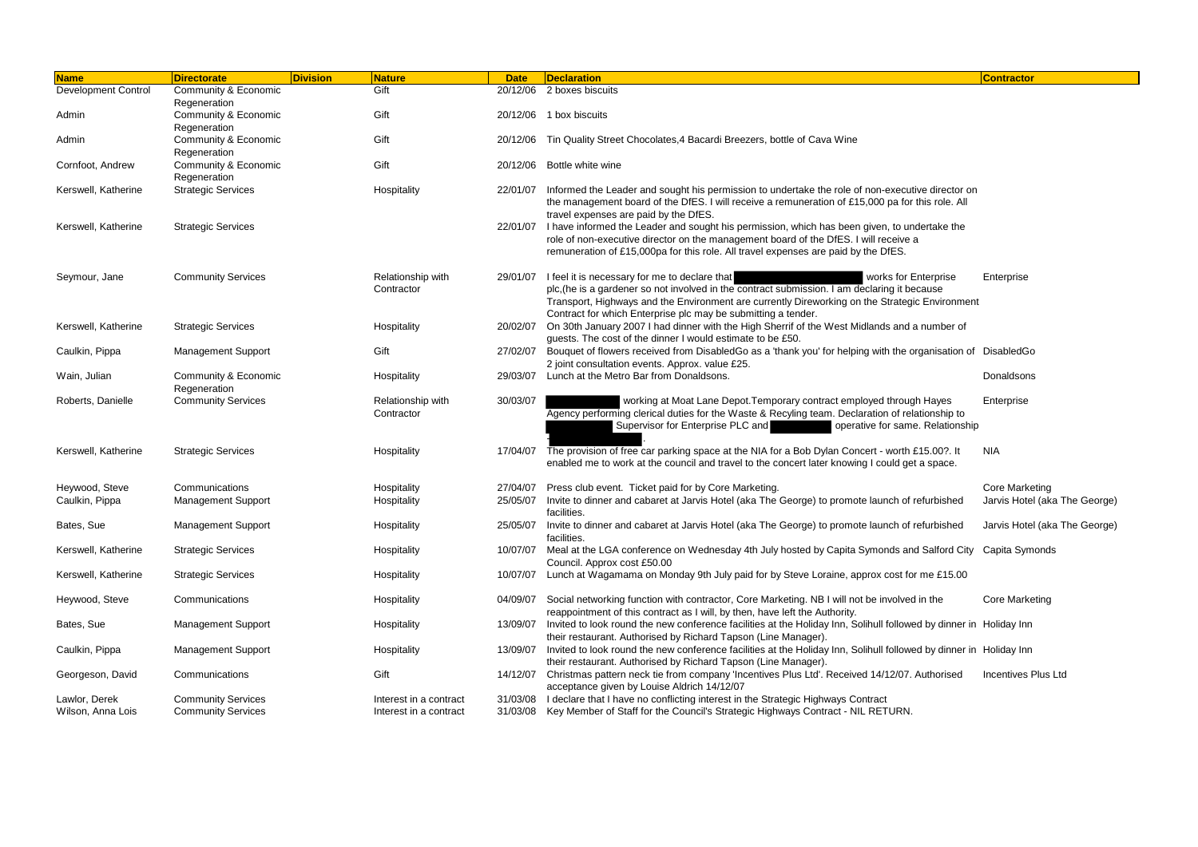| Name | Directorate | Division | Nature | Date | Declaration | Contractor |
|---|---|---|---|---|---|---|
| Development Control | Community & Economic Regeneration | | Gift | 20/12/06 | 2 boxes biscuits | |
| Admin | Community & Economic Regeneration | | Gift | 20/12/06 | 1 box biscuits | |
| Admin | Community & Economic Regeneration | | Gift | 20/12/06 | Tin Quality Street Chocolates,4 Bacardi Breezers, bottle of Cava Wine | |
| Cornfoot, Andrew | Community & Economic Regeneration | | Gift | 20/12/06 | Bottle white wine | |
| Kerswell, Katherine | Strategic Services | | Hospitality | 22/01/07 | Informed the Leader and sought his permission to undertake the role of non-executive director on the management board of the DfES. I will receive a remuneration of £15,000 pa for this role. All travel expenses are paid by the DfES. | |
| Kerswell, Katherine | Strategic Services | | | 22/01/07 | I have informed the Leader and sought his permission, which has been given, to undertake the role of non-executive director on the management board of the DfES. I will receive a remuneration of £15,000pa for this role. All travel expenses are paid by the DfES. | |
| Seymour, Jane | Community Services | | Relationship with Contractor | 29/01/07 | I feel it is necessary for me to declare that [REDACTED] works for Enterprise plc,(he is a gardener so not involved in the contract submission. I am declaring it because Transport, Highways and the Environment are currently Direworking on the Strategic Environment Contract for which Enterprise plc may be submitting a tender. | Enterprise |
| Kerswell, Katherine | Strategic Services | | Hospitality | 20/02/07 | On 30th January 2007 I had dinner with the High Sherrif of the West Midlands and a number of guests. The cost of the dinner I would estimate to be £50. | |
| Caulkin, Pippa | Management Support | | Gift | 27/02/07 | Bouquet of flowers received from DisabledGo as a 'thank you' for helping with the organisation of 2 joint consultation events. Approx. value £25. | DisabledGo |
| Wain, Julian | Community & Economic Regeneration | | Hospitality | 29/03/07 | Lunch at the Metro Bar from Donaldsons. | Donaldsons |
| Roberts, Danielle | Community Services | | Relationship with Contractor | 30/03/07 | [REDACTED] working at Moat Lane Depot.Temporary contract employed through Hayes Agency performing clerical duties for the Waste & Recyling team. Declaration of relationship to [REDACTED] Supervisor for Enterprise PLC and [REDACTED] operative for same. Relationship [REDACTED]. | Enterprise |
| Kerswell, Katherine | Strategic Services | | Hospitality | 17/04/07 | The provision of free car parking space at the NIA for a Bob Dylan Concert - worth £15.00?. It enabled me to work at the council and travel to the concert later knowing I could get a space. | NIA |
| Heywood, Steve | Communications | | Hospitality | 27/04/07 | Press club event. Ticket paid for by Core Marketing. | Core Marketing |
| Caulkin, Pippa | Management Support | | Hospitality | 25/05/07 | Invite to dinner and cabaret at Jarvis Hotel (aka The George) to promote launch of refurbished facilities. | Jarvis Hotel (aka The George) |
| Bates, Sue | Management Support | | Hospitality | 25/05/07 | Invite to dinner and cabaret at Jarvis Hotel (aka The George) to promote launch of refurbished facilities. | Jarvis Hotel (aka The George) |
| Kerswell, Katherine | Strategic Services | | Hospitality | 10/07/07 | Meal at the LGA conference on Wednesday 4th July hosted by Capita Symonds and Salford City Council. Approx cost £50.00 | Capita Symonds |
| Kerswell, Katherine | Strategic Services | | Hospitality | 10/07/07 | Lunch at Wagamama on Monday 9th July paid for by Steve Loraine, approx cost for me £15.00 | |
| Heywood, Steve | Communications | | Hospitality | 04/09/07 | Social networking function with contractor, Core Marketing. NB I will not be involved in the reappointment of this contract as I will, by then, have left the Authority. | Core Marketing |
| Bates, Sue | Management Support | | Hospitality | 13/09/07 | Invited to look round the new conference facilities at the Holiday Inn, Solihull followed by dinner in their restaurant. Authorised by Richard Tapson (Line Manager). | Holiday Inn |
| Caulkin, Pippa | Management Support | | Hospitality | 13/09/07 | Invited to look round the new conference facilities at the Holiday Inn, Solihull followed by dinner in their restaurant. Authorised by Richard Tapson (Line Manager). | Holiday Inn |
| Georgeson, David | Communications | | Gift | 14/12/07 | Christmas pattern neck tie from company 'Incentives Plus Ltd'. Received 14/12/07. Authorised acceptance given by Louise Aldrich 14/12/07 | Incentives Plus Ltd |
| Lawlor, Derek | Community Services | | Interest in a contract | 31/03/08 | I declare that I have no conflicting interest in the Strategic Highways Contract | |
| Wilson, Anna Lois | Community Services | | Interest in a contract | 31/03/08 | Key Member of Staff for the Council's Strategic Highways Contract - NIL RETURN. | |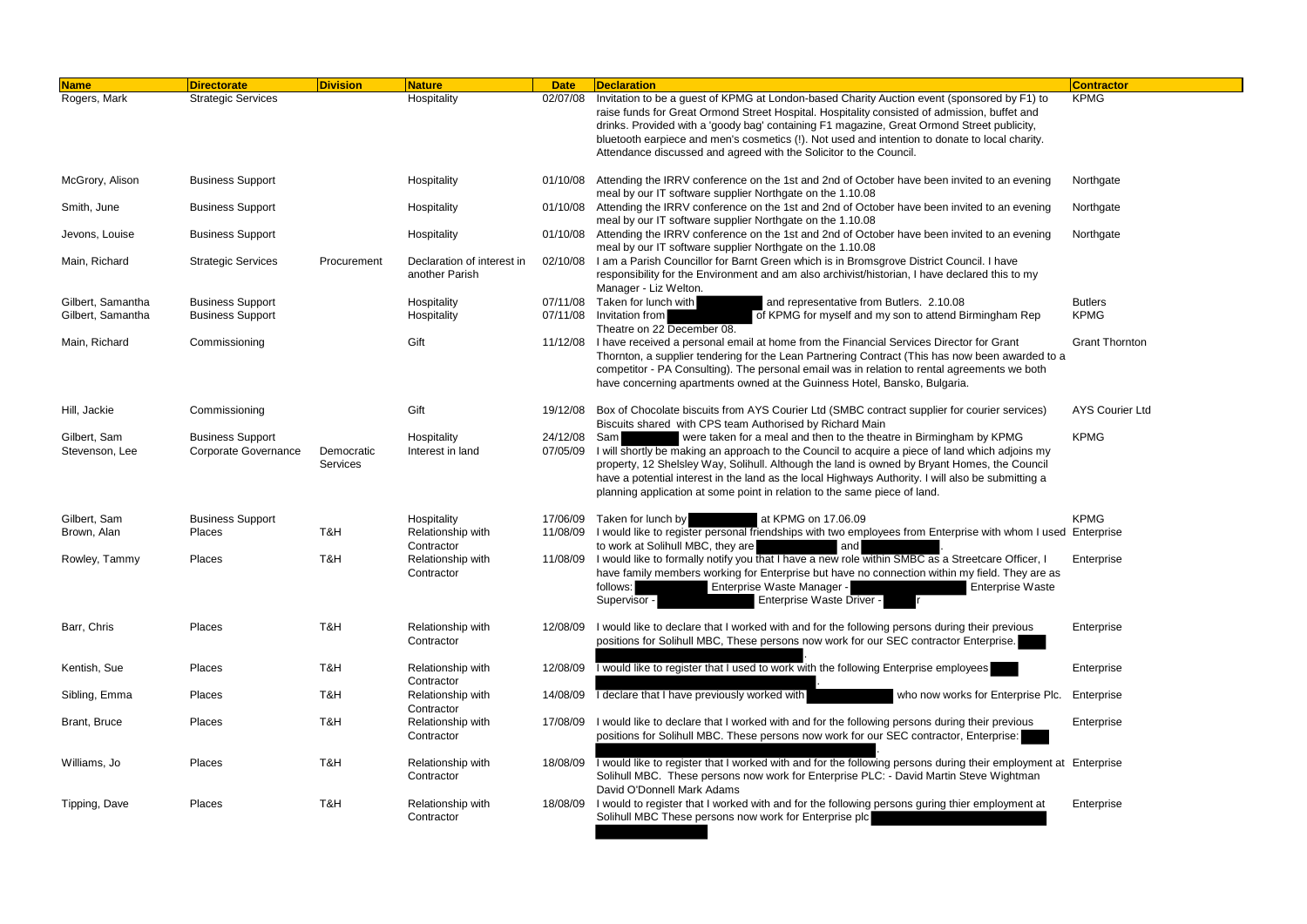| Name | Directorate | Division | Nature | Date | Declaration | Contractor |
|---|---|---|---|---|---|---|
| Rogers, Mark | Strategic Services | | Hospitality | 02/07/08 | Invitation to be a guest of KPMG at London-based Charity Auction event (sponsored by F1) to raise funds for Great Ormond Street Hospital. Hospitality consisted of admission, buffet and drinks. Provided with a 'goody bag' containing F1 magazine, Great Ormond Street publicity, bluetooth earpiece and men's cosmetics (!). Not used and intention to donate to local charity. Attendance discussed and agreed with the Solicitor to the Council. | KPMG |
| McGrory, Alison | Business Support | | Hospitality | 01/10/08 | Attending the IRRV conference on the 1st and 2nd of October have been invited to an evening meal by our IT software supplier Northgate on the 1.10.08 | Northgate |
| Smith, June | Business Support | | Hospitality | 01/10/08 | Attending the IRRV conference on the 1st and 2nd of October have been invited to an evening meal by our IT software supplier Northgate on the 1.10.08 | Northgate |
| Jevons, Louise | Business Support | | Hospitality | 01/10/08 | Attending the IRRV conference on the 1st and 2nd of October have been invited to an evening meal by our IT software supplier Northgate on the 1.10.08 | Northgate |
| Main, Richard | Strategic Services | Procurement | Declaration of interest in another Parish | 02/10/08 | I am a Parish Councillor for Barnt Green which is in Bromsgrove District Council. I have responsibility for the Environment and am also archivist/historian, I have declared this to my Manager - Liz Welton. | |
| Gilbert, Samantha | Business Support | | Hospitality | 07/11/08 | Taken for lunch with [redacted] and representative from Butlers. 2.10.08 | Butlers |
| Gilbert, Samantha | Business Support | | Hospitality | 07/11/08 | Invitation from [redacted] of KPMG for myself and my son to attend Birmingham Rep Theatre on 22 December 08. | KPMG |
| Main, Richard | Commissioning | | Gift | 11/12/08 | I have received a personal email at home from the Financial Services Director for Grant Thornton, a supplier tendering for the Lean Partnering Contract (This has now been awarded to a competitor - PA Consulting). The personal email was in relation to rental agreements we both have concerning apartments owned at the Guinness Hotel, Bansko, Bulgaria. | Grant Thornton |
| Hill, Jackie | Commissioning | | Gift | 19/12/08 | Box of Chocolate biscuits from AYS Courier Ltd (SMBC contract supplier for courier services) Biscuits shared with CPS team Authorised by Richard Main | AYS Courier Ltd |
| Gilbert, Sam | Business Support | | Hospitality | 24/12/08 | Sam [redacted] were taken for a meal and then to the theatre in Birmingham by KPMG | KPMG |
| Stevenson, Lee | Corporate Governance | Democratic Services | Interest in land | 07/05/09 | I will shortly be making an approach to the Council to acquire a piece of land which adjoins my property, 12 Shelsley Way, Solihull. Although the land is owned by Bryant Homes, the Council have a potential interest in the land as the local Highways Authority. I will also be submitting a planning application at some point in relation to the same piece of land. | |
| Gilbert, Sam | Business Support | | Hospitality | 17/06/09 | Taken for lunch by [redacted] at KPMG on 17.06.09 | KPMG |
| Brown, Alan | Places | T&H | Relationship with Contractor | 11/08/09 | I would like to register personal friendships with two employees from Enterprise with whom I used to work at Solihull MBC, they are [redacted] and [redacted]. | Enterprise |
| Rowley, Tammy | Places | T&H | Relationship with Contractor | 11/08/09 | I would like to formally notify you that I have a new role within SMBC as a Streetcare Officer, I have family members working for Enterprise but have no connection within my field. They are as follows: [redacted] Enterprise Waste Manager - [redacted] Enterprise Waste Supervisor - [redacted] Enterprise Waste Driver - [redacted]r | Enterprise |
| Barr, Chris | Places | T&H | Relationship with Contractor | 12/08/09 | I would like to declare that I worked with and for the following persons during their previous positions for Solihull MBC, These persons now work for our SEC contractor Enterprise. [redacted]. | Enterprise |
| Kentish, Sue | Places | T&H | Relationship with Contractor | 12/08/09 | I would like to register that I used to work with the following Enterprise employees [redacted]. | Enterprise |
| Sibling, Emma | Places | T&H | Relationship with Contractor | 14/08/09 | I declare that I have previously worked with [redacted] who now works for Enterprise Plc. | Enterprise |
| Brant, Bruce | Places | T&H | Relationship with Contractor | 17/08/09 | I would like to declare that I worked with and for the following persons during their previous positions for Solihull MBC. These persons now work for our SEC contractor, Enterprise: [redacted]. | Enterprise |
| Williams, Jo | Places | T&H | Relationship with Contractor | 18/08/09 | I would like to register that I worked with and for the following persons during their employment at Solihull MBC. These persons now work for Enterprise PLC: - David Martin Steve Wightman David O'Donnell Mark Adams | Enterprise |
| Tipping, Dave | Places | T&H | Relationship with Contractor | 18/08/09 | I would to register that I worked with and for the following persons guring thier employment at Solihull MBC These persons now work for Enterprise plc [redacted] | Enterprise |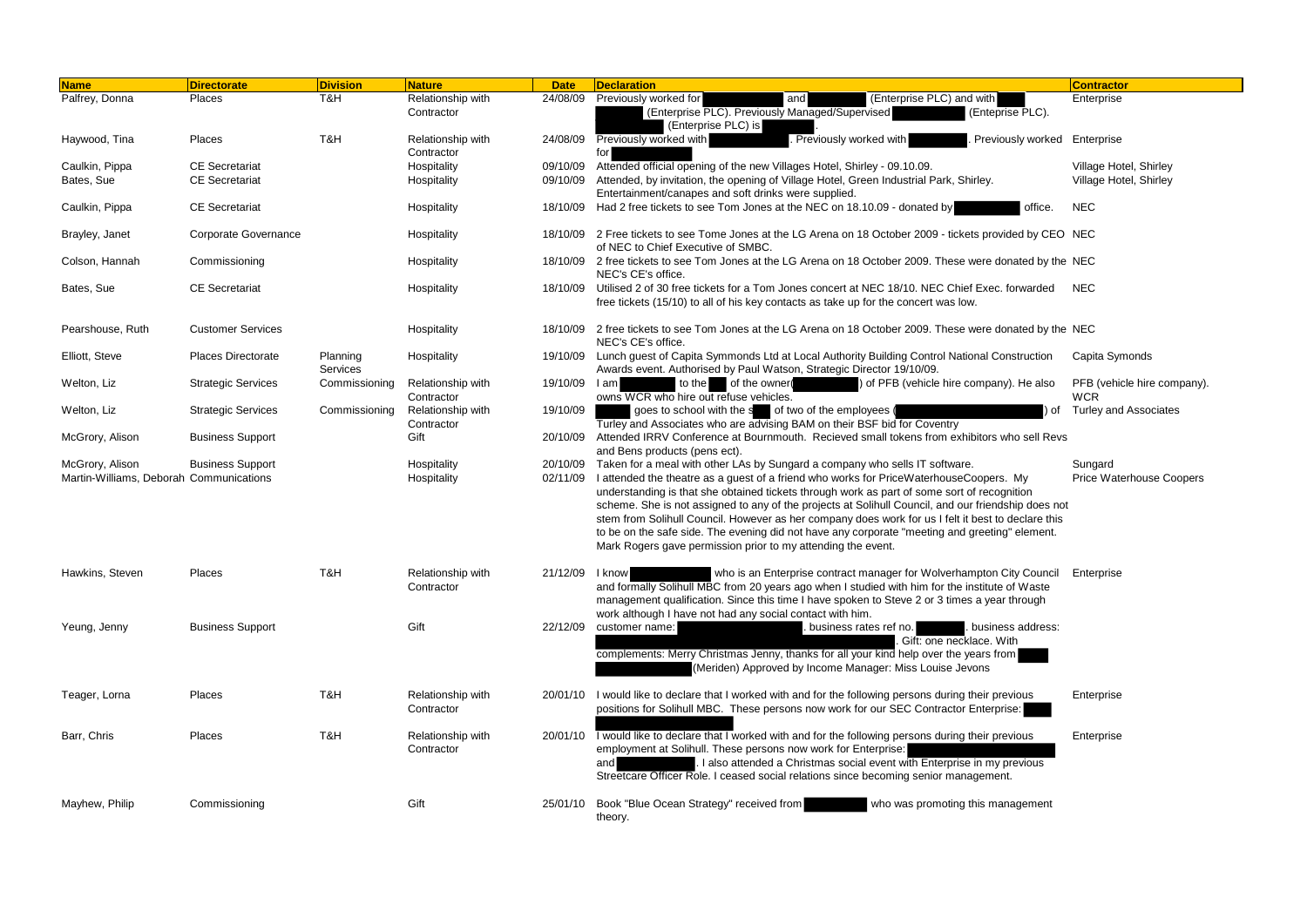| Name | Directorate | Division | Nature | Date | Declaration | Contractor |
|---|---|---|---|---|---|---|
| Palfrey, Donna | Places | T&H | Relationship with Contractor | 24/08/09 | Previously worked for and (Enterprise PLC) and with (Enterprise PLC). Previously Managed/Supervised (Enteprise PLC). (Enterprise PLC) is . | Enterprise |
| Haywood, Tina | Places | T&H | Relationship with Contractor | 24/08/09 | Previously worked with . Previously worked with . Previously worked for | Enterprise |
| Caulkin, Pippa | CE Secretariat | | Hospitality | 09/10/09 | Attended official opening of the new Villages Hotel, Shirley - 09.10.09. | Village Hotel, Shirley |
| Bates, Sue | CE Secretariat | | Hospitality | 09/10/09 | Attended, by invitation, the opening of Village Hotel, Green Industrial Park, Shirley. Entertainment/canapes and soft drinks were supplied. | Village Hotel, Shirley |
| Caulkin, Pippa | CE Secretariat | | Hospitality | 18/10/09 | Had 2 free tickets to see Tom Jones at the NEC on 18.10.09 - donated by office. | NEC |
| Brayley, Janet | Corporate Governance | | Hospitality | 18/10/09 | 2 Free tickets to see Tome Jones at the LG Arena on 18 October 2009 - tickets provided by CEO of NEC to Chief Executive of SMBC. | NEC |
| Colson, Hannah | Commissioning | | Hospitality | 18/10/09 | 2 free tickets to see Tom Jones at the LG Arena on 18 October 2009. These were donated by the NEC's CE's office. | NEC |
| Bates, Sue | CE Secretariat | | Hospitality | 18/10/09 | Utilised 2 of 30 free tickets for a Tom Jones concert at NEC 18/10. NEC Chief Exec. forwarded free tickets (15/10) to all of his key contacts as take up for the concert was low. | NEC |
| Pearshouse, Ruth | Customer Services | | Hospitality | 18/10/09 | 2 free tickets to see Tom Jones at the LG Arena on 18 October 2009. These were donated by the NEC's CE's office. | NEC |
| Elliott, Steve | Places Directorate | Planning Services | Hospitality | 19/10/09 | Lunch guest of Capita Symmonds Ltd at Local Authority Building Control National Construction Awards event. Authorised by Paul Watson, Strategic Director 19/10/09. | Capita Symonds |
| Welton, Liz | Strategic Services | Commissioning | Relationship with Contractor | 19/10/09 | I am to the of the owner( ) of PFB (vehicle hire company). He also owns WCR who hire out refuse vehicles. | PFB (vehicle hire company). WCR |
| Welton, Liz | Strategic Services | Commissioning | Relationship with Contractor | 19/10/09 | goes to school with the s of two of the employees ( ) of Turley and Associates who are advising BAM on their BSF bid for Coventry | Turley and Associates |
| McGrory, Alison | Business Support | | Gift | 20/10/09 | Attended IRRV Conference at Bournemouth. Recieved small tokens from exhibitors who sell Revs and Bens products (pens ect). | |
| McGrory, Alison | Business Support | | Hospitality | 20/10/09 | Taken for a meal with other LAs by Sungard a company who sells IT software. | Sungard |
| Martin-Williams, Deborah | Communications | | Hospitality | 02/11/09 | I attended the theatre as a guest of a friend who works for PriceWaterhouseCoopers. My understanding is that she obtained tickets through work as part of some sort of recognition scheme. She is not assigned to any of the projects at Solihull Council, and our friendship does not stem from Solihull Council. However as her company does work for us I felt it best to declare this to be on the safe side. The evening did not have any corporate "meeting and greeting" element. Mark Rogers gave permission prior to my attending the event. | Price Waterhouse Coopers |
| Hawkins, Steven | Places | T&H | Relationship with Contractor | 21/12/09 | I know who is an Enterprise contract manager for Wolverhampton City Council and formally Solihull MBC from 20 years ago when I studied with him for the institute of Waste management qualification. Since this time I have spoken to Steve 2 or 3 times a year through work although I have not had any social contact with him. | Enterprise |
| Yeung, Jenny | Business Support | | Gift | 22/12/09 | customer name: . business rates ref no. . business address: . Gift: one necklace. With complements: Merry Christmas Jenny, thanks for all your kind help over the years from (Meriden) Approved by Income Manager: Miss Louise Jevons | |
| Teager, Lorna | Places | T&H | Relationship with Contractor | 20/01/10 | I would like to declare that I worked with and for the following persons during their previous positions for Solihull MBC. These persons now work for our SEC Contractor Enterprise: | Enterprise |
| Barr, Chris | Places | T&H | Relationship with Contractor | 20/01/10 | I would like to declare that I worked with and for the following persons during their previous employment at Solihull. These persons now work for Enterprise: and . I also attended a Christmas social event with Enterprise in my previous Streetcare Officer Role. I ceased social relations since becoming senior management. | Enterprise |
| Mayhew, Philip | Commissioning | | Gift | 25/01/10 | Book "Blue Ocean Strategy" received from who was promoting this management theory. | |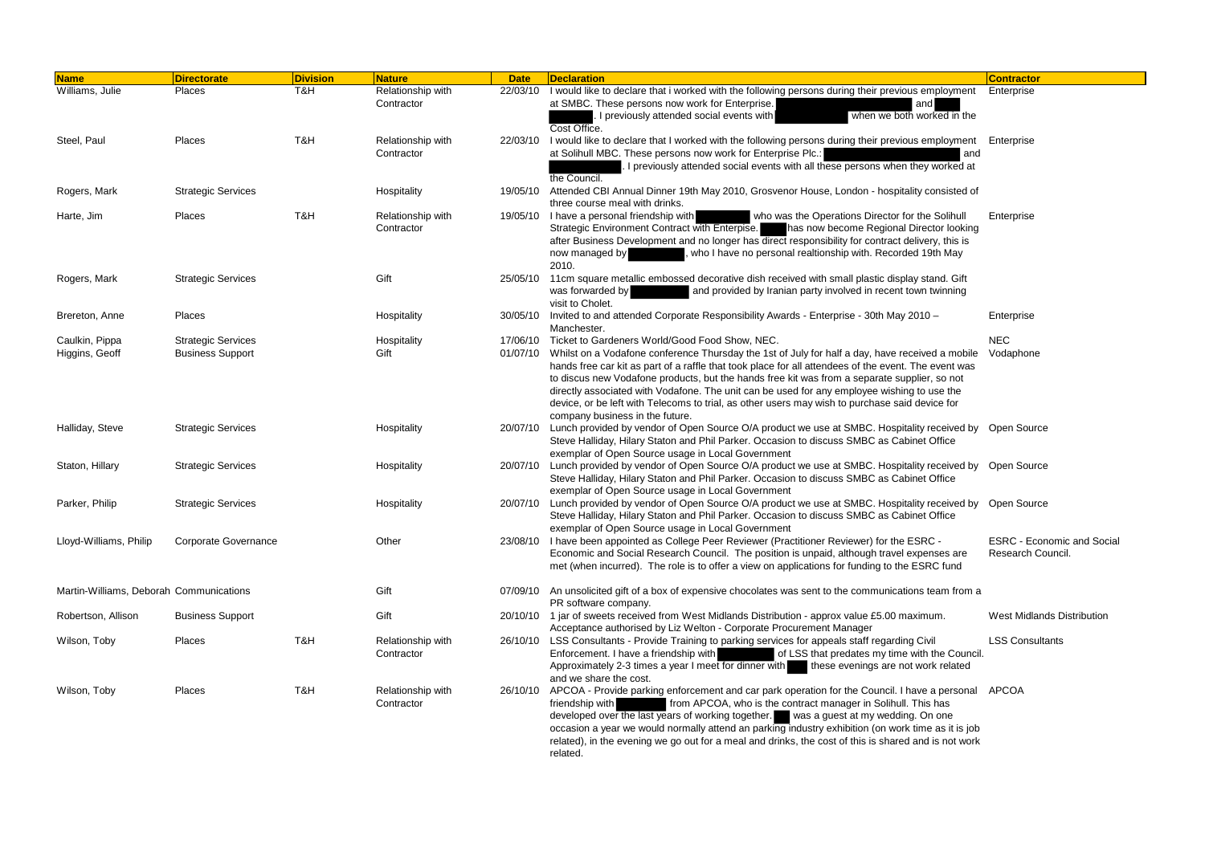| Name | Directorate | Division | Nature | Date | Declaration | Contractor |
|---|---|---|---|---|---|---|
| Williams, Julie | Places | T&H | Relationship with Contractor | 22/03/10 | I would like to declare that i worked with the following persons during their previous employment at SMBC. These persons now work for Enterprise. and . I previously attended social events with when we both worked in the Cost Office. | Enterprise |
| Steel, Paul | Places | T&H | Relationship with Contractor | 22/03/10 | I would like to declare that I worked with the following persons during their previous employment at Solihull MBC. These persons now work for Enterprise Plc.: and . I previously attended social events with all these persons when they worked at the Council. | Enterprise |
| Rogers, Mark | Strategic Services | | Hospitality | 19/05/10 | Attended CBI Annual Dinner 19th May 2010, Grosvenor House, London - hospitality consisted of three course meal with drinks. | |
| Harte, Jim | Places | T&H | Relationship with Contractor | 19/05/10 | I have a personal friendship with who was the Operations Director for the Solihull Strategic Environment Contract with Enterprise. has now become Regional Director looking after Business Development and no longer has direct responsibility for contract delivery, this is now managed by , who I have no personal realtionship with. Recorded 19th May 2010. | Enterprise |
| Rogers, Mark | Strategic Services | | Gift | 25/05/10 | 11cm square metallic embossed decorative dish received with small plastic display stand. Gift was forwarded by and provided by Iranian party involved in recent town twinning visit to Cholet. | |
| Brereton, Anne | Places | | Hospitality | 30/05/10 | Invited to and attended Corporate Responsibility Awards - Enterprise - 30th May 2010 – Manchester. | Enterprise |
| Caulkin, Pippa | Strategic Services | | Hospitality | 17/06/10 | Ticket to Gardeners World/Good Food Show, NEC. | NEC |
| Higgins, Geoff | Business Support | | Gift | 01/07/10 | Whilst on a Vodafone conference Thursday the 1st of July for half a day, have received a mobile hands free car kit as part of a raffle that took place for all attendees of the event. The event was to discus new Vodafone products, but the hands free kit was from a separate supplier, so not directly associated with Vodafone. The unit can be used for any employee wishing to use the device, or be left with Telecoms to trial, as other users may wish to purchase said device for company business in the future. | Vodaphone |
| Halliday, Steve | Strategic Services | | Hospitality | 20/07/10 | Lunch provided by vendor of Open Source O/A product we use at SMBC. Hospitality received by Steve Halliday, Hilary Staton and Phil Parker. Occasion to discuss SMBC as Cabinet Office exemplar of Open Source usage in Local Government | Open Source |
| Staton, Hillary | Strategic Services | | Hospitality | 20/07/10 | Lunch provided by vendor of Open Source O/A product we use at SMBC. Hospitality received by Steve Halliday, Hilary Staton and Phil Parker. Occasion to discuss SMBC as Cabinet Office exemplar of Open Source usage in Local Government | Open Source |
| Parker, Philip | Strategic Services | | Hospitality | 20/07/10 | Lunch provided by vendor of Open Source O/A product we use at SMBC. Hospitality received by Steve Halliday, Hilary Staton and Phil Parker. Occasion to discuss SMBC as Cabinet Office exemplar of Open Source usage in Local Government | Open Source |
| Lloyd-Williams, Philip | Corporate Governance | | Other | 23/08/10 | I have been appointed as College Peer Reviewer (Practitioner Reviewer) for the ESRC - Economic and Social Research Council. The position is unpaid, although travel expenses are met (when incurred). The role is to offer a view on applications for funding to the ESRC fund | ESRC - Economic and Social Research Council. |
| Martin-Williams, Deborah | Communications | | Gift | 07/09/10 | An unsolicited gift of a box of expensive chocolates was sent to the communications team from a PR software company. | |
| Robertson, Allison | Business Support | | Gift | 20/10/10 | 1 jar of sweets received from West Midlands Distribution - approx value £5.00 maximum. Acceptance authorised by Liz Welton - Corporate Procurement Manager | West Midlands Distribution |
| Wilson, Toby | Places | T&H | Relationship with Contractor | 26/10/10 | LSS Consultants - Provide Training to parking services for appeals staff regarding Civil Enforcement. I have a friendship with of LSS that predates my time with the Council. Approximately 2-3 times a year I meet for dinner with these evenings are not work related and we share the cost. | LSS Consultants |
| Wilson, Toby | Places | T&H | Relationship with Contractor | 26/10/10 | APCOA - Provide parking enforcement and car park operation for the Council. I have a personal friendship with from APCOA, who is the contract manager in Solihull. This has developed over the last years of working together. was a guest at my wedding. On one occasion a year we would normally attend an parking industry exhibition (on work time as it is job related), in the evening we go out for a meal and drinks, the cost of this is shared and is not work related. | APCOA |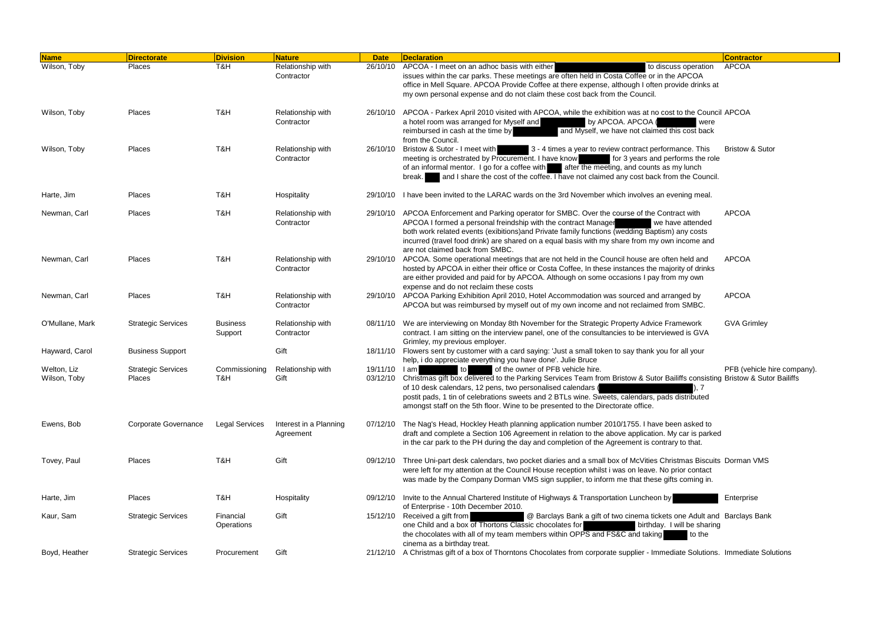| Name | Directorate | Division | Nature | Date | Declaration | Contractor |
|---|---|---|---|---|---|---|
| Wilson, Toby | Places | T&H | Relationship with Contractor | 26/10/10 | APCOA - I meet on an adhoc basis with either to discuss operation issues within the car parks. These meetings are often held in Costa Coffee or in the APCOA office in Mell Square. APCOA Provide Coffee at there expense, although I often provide drinks at my own personal expense and do not claim these cost back from the Council. | APCOA |
| Wilson, Toby | Places | T&H | Relationship with Contractor | 26/10/10 | APCOA - Parkex April 2010 visited with APCOA, while the exhibition was at no cost to the Council a hotel room was arranged for Myself and by APCOA. APCOA ( were reimbursed in cash at the time by and Myself, we have not claimed this cost back from the Council. | APCOA |
| Wilson, Toby | Places | T&H | Relationship with Contractor | 26/10/10 | Bristow & Sutor - I meet with 3 - 4 times a year to review contract performance. This meeting is orchestrated by Procurement. I have know for 3 years and performs the role of an informal mentor. I go for a coffee with after the meeting, and counts as my lunch break. and I share the cost of the coffee. I have not claimed any cost back from the Council. | Bristow & Sutor |
| Harte, Jim | Places | T&H | Hospitality | 29/10/10 | I have been invited to the LARAC wards on the 3rd November which involves an evening meal. | |
| Newman, Carl | Places | T&H | Relationship with Contractor | 29/10/10 | APCOA Enforcement and Parking operator for SMBC. Over the course of the Contract with APCOA I formed a personal freindship with the contract Manager we have attended both work related events (exibitions)and Private family functions (wedding Baptism) any costs incurred (travel food drink) are shared on a equal basis with my share from my own income and are not claimed back from SMBC. | APCOA |
| Newman, Carl | Places | T&H | Relationship with Contractor | 29/10/10 | APCOA. Some operational meetings that are not held in the Council house are often held and hosted by APCOA in either their office or Costa Coffee, In these instances the majority of drinks are either provided and paid for by APCOA. Although on some occasions I pay from my own expense and do not reclaim these costs | APCOA |
| Newman, Carl | Places | T&H | Relationship with Contractor | 29/10/10 | APCOA Parking Exhibition April 2010, Hotel Accommodation was sourced and arranged by APCOA but was reimbursed by myself out of my own income and not reclaimed from SMBC. | APCOA |
| O'Mullane, Mark | Strategic Services | Business Support | Relationship with Contractor | 08/11/10 | We are interviewing on Monday 8th November for the Strategic Property Advice Framework contract. I am sitting on the interview panel, one of the consultancies to be interviewed is GVA Grimley, my previous employer. | GVA Grimley |
| Hayward, Carol | Business Support | | Gift | 18/11/10 | Flowers sent by customer with a card saying: 'Just a small token to say thank you for all your help, i do appreciate everything you have done'. Julie Bruce | |
| Welton, Liz | Strategic Services | Commissioning | Relationship with | 19/11/10 | I am to of the owner of PFB vehicle hire. | PFB (vehicle hire company). |
| Wilson, Toby | Places | T&H | Gift | 03/12/10 | Christmas gift box delivered to the Parking Services Team from Bristow & Sutor Bailiffs consisting of 10 desk calendars, 12 pens, two personalised calendars ( ), 7 postit pads, 1 tin of celebrations sweets and 2 BTLs wine. Sweets, calendars, pads distributed amongst staff on the 5th floor. Wine to be presented to the Directorate office. | Bristow & Sutor Bailiffs |
| Ewens, Bob | Corporate Governance | Legal Services | Interest in a Planning Agreement | 07/12/10 | The Nag's Head, Hockley Heath planning application number 2010/1755. I have been asked to draft and complete a Section 106 Agreement in relation to the above application. My car is parked in the car park to the PH during the day and completion of the Agreement is contrary to that. | |
| Tovey, Paul | Places | T&H | Gift | 09/12/10 | Three Uni-part desk calendars, two pocket diaries and a small box of McVities Christmas Biscuits were left for my attention at the Council House reception whilst i was on leave. No prior contact was made by the Company Dorman VMS sign supplier, to inform me that these gifts coming in. | Dorman VMS |
| Harte, Jim | Places | T&H | Hospitality | 09/12/10 | Invite to the Annual Chartered Institute of Highways & Transportation Luncheon by of Enterprise - 10th December 2010. | Enterprise |
| Kaur, Sam | Strategic Services | Financial Operations | Gift | 15/12/10 | Received a gift from @ Barclays Bank a gift of two cinema tickets one Adult and one Child and a box of Thortons Classic chocolates for birthday. I will be sharing the chocolates with all of my team members within OPPS and FS&C and taking to the cinema as a birthday treat. | Barclays Bank |
| Boyd, Heather | Strategic Services | Procurement | Gift | 21/12/10 | A Christmas gift of a box of Thorntons Chocolates from corporate supplier - Immediate Solutions. | Immediate Solutions |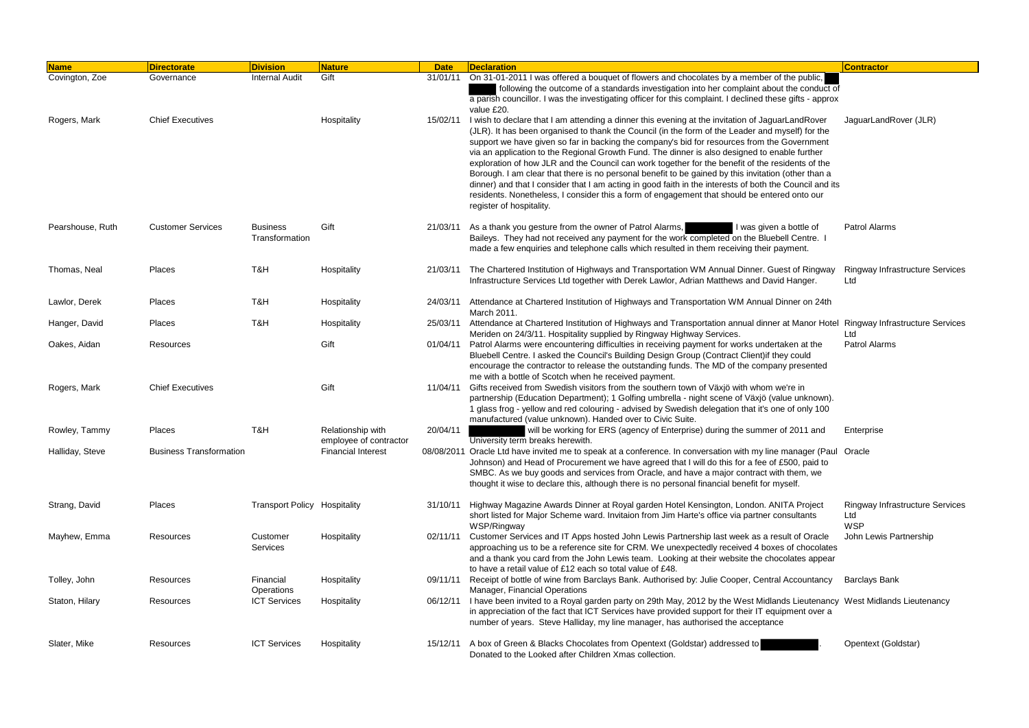| Name | Directorate | Division | Nature | Date | Declaration | Contractor |
|---|---|---|---|---|---|---|
| Covington, Zoe | Governance | Internal Audit | Gift | 31/01/11 | On 31-01-2011 I was offered a bouquet of flowers and chocolates by a member of the public, following the outcome of a standards investigation into her complaint about the conduct of a parish councillor. I was the investigating officer for this complaint. I declined these gifts - approx value £20. | |
| Rogers, Mark | Chief Executives | | Hospitality | 15/02/11 | I wish to declare that I am attending a dinner this evening at the invitation of JaguarLandRover (JLR). It has been organised to thank the Council (in the form of the Leader and myself) for the support we have given so far in backing the company's bid for resources from the Government via an application to the Regional Growth Fund. The dinner is also designed to enable further exploration of how JLR and the Council can work together for the benefit of the residents of the Borough. I am clear that there is no personal benefit to be gained by this invitation (other than a dinner) and that I consider that I am acting in good faith in the interests of both the Council and its residents. Nonetheless, I consider this a form of engagement that should be entered onto our register of hospitality. | JaguarLandRover (JLR) |
| Pearshouse, Ruth | Customer Services | Business Transformation | Gift | 21/03/11 | As a thank you gesture from the owner of Patrol Alarms, I was given a bottle of Baileys. They had not received any payment for the work completed on the Bluebell Centre. I made a few enquiries and telephone calls which resulted in them receiving their payment. | Patrol Alarms |
| Thomas, Neal | Places | T&H | Hospitality | 21/03/11 | The Chartered Institution of Highways and Transportation WM Annual Dinner. Guest of Ringway Infrastructure Services Ltd together with Derek Lawlor, Adrian Matthews and David Hanger. | Ringway Infrastructure Services Ltd |
| Lawlor, Derek | Places | T&H | Hospitality | 24/03/11 | Attendance at Chartered Institution of Highways and Transportation WM Annual Dinner on 24th March 2011. | |
| Hanger, David | Places | T&H | Hospitality | 25/03/11 | Attendance at Chartered Institution of Highways and Transportation annual dinner at Manor Hotel Meriden on 24/3/11. Hospitality supplied by Ringway Highway Services. | Ringway Infrastructure Services Ltd |
| Oakes, Aidan | Resources | | Gift | 01/04/11 | Patrol Alarms were encountering difficulties in receiving payment for works undertaken at the Bluebell Centre. I asked the Council's Building Design Group (Contract Client)if they could encourage the contractor to release the outstanding funds. The MD of the company presented me with a bottle of Scotch when he received payment. | Patrol Alarms |
| Rogers, Mark | Chief Executives | | Gift | 11/04/11 | Gifts received from Swedish visitors from the southern town of Växjö with whom we're in partnership (Education Department); 1 Golfing umbrella - night scene of Växjö (value unknown). 1 glass frog - yellow and red colouring - advised by Swedish delegation that it's one of only 100 manufactured (value unknown). Handed over to Civic Suite. | |
| Rowley, Tammy | Places | T&H | Relationship with employee of contractor | 20/04/11 | will be working for ERS (agency of Enterprise) during the summer of 2011 and University term breaks herewith. | Enterprise |
| Halliday, Steve | Business Transformation | | Financial Interest | 08/08/2011 | Oracle Ltd have invited me to speak at a conference. In conversation with my line manager (Paul Johnson) and Head of Procurement we have agreed that I will do this for a fee of £500, paid to SMBC. As we buy goods and services from Oracle, and have a major contract with them, we thought it wise to declare this, although there is no personal financial benefit for myself. | Oracle |
| Strang, David | Places | Transport Policy | Hospitality | 31/10/11 | Highway Magazine Awards Dinner at Royal garden Hotel Kensington, London. ANITA Project short listed for Major Scheme ward. Invitaion from Jim Harte's office via partner consultants WSP/Ringway | Ringway Infrastructure Services Ltd WSP |
| Mayhew, Emma | Resources | Customer Services | Hospitality | 02/11/11 | Customer Services and IT Apps hosted John Lewis Partnership last week as a result of Oracle approaching us to be a reference site for CRM. We unexpectedly received 4 boxes of chocolates and a thank you card from the John Lewis team. Looking at their website the chocolates appear to have a retail value of £12 each so total value of £48. | John Lewis Partnership |
| Tolley, John | Resources | Financial Operations | Hospitality | 09/11/11 | Receipt of bottle of wine from Barclays Bank. Authorised by: Julie Cooper, Central Accountancy Manager, Financial Operations | Barclays Bank |
| Staton, Hilary | Resources | ICT Services | Hospitality | 06/12/11 | I have been invited to a Royal garden party on 29th May, 2012 by the West Midlands Lieutenancy in appreciation of the fact that ICT Services have provided support for their IT equipment over a number of years. Steve Halliday, my line manager, has authorised the acceptance | West Midlands Lieutenancy |
| Slater, Mike | Resources | ICT Services | Hospitality | 15/12/11 | A box of Green & Blacks Chocolates from Opentext (Goldstar) addressed to . Donated to the Looked after Children Xmas collection. | Opentext (Goldstar) |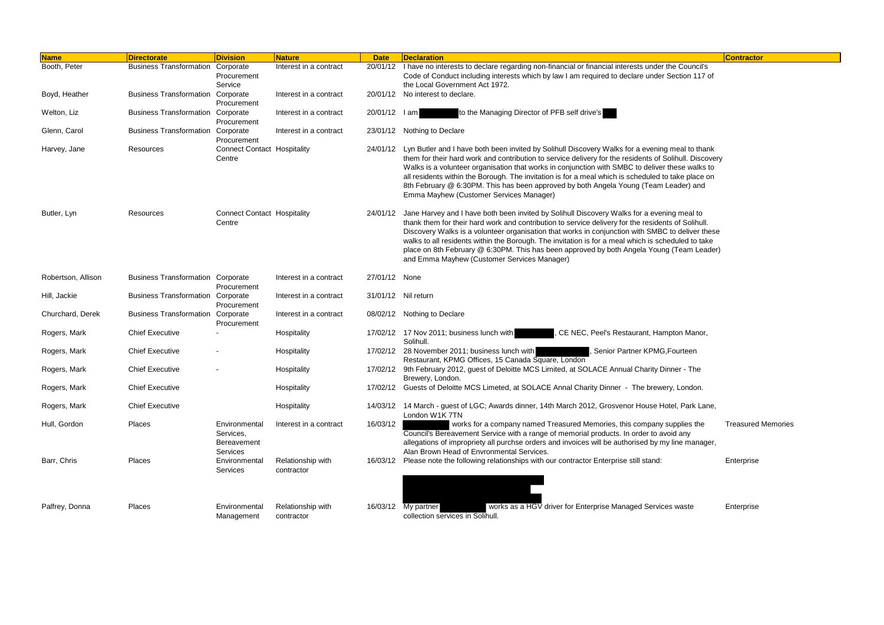| Name | Directorate | Division | Nature | Date | Declaration | Contractor |
|---|---|---|---|---|---|---|
| Booth, Peter | Business Transformation | Corporate Procurement Service | Interest in a contract | 20/01/12 | I have no interests to declare regarding non-financial or financial interests under the Council's Code of Conduct including interests which by law I am required to declare under Section 117 of the Local Government Act 1972. | |
| Boyd, Heather | Business Transformation | Corporate Procurement | Interest in a contract | 20/01/12 | No interest to declare. | |
| Welton, Liz | Business Transformation | Corporate Procurement | Interest in a contract | 20/01/12 | I am [redacted] to the Managing Director of PFB self drive's [redacted] | |
| Glenn, Carol | Business Transformation | Corporate Procurement | Interest in a contract | 23/01/12 | Nothing to Declare | |
| Harvey, Jane | Resources | Connect Contact Centre | Hospitality | 24/01/12 | Lyn Butler and I have both been invited by Solihull Discovery Walks for a evening meal to thank them for their hard work and contribution to service delivery for the residents of Solihull. Discovery Walks is a volunteer organisation that works in conjunction with SMBC to deliver these walks to all residents within the Borough. The invitation is for a meal which is scheduled to take place on 8th February @ 6:30PM. This has been approved by both Angela Young (Team Leader) and Emma Mayhew (Customer Services Manager) | |
| Butler, Lyn | Resources | Connect Contact Centre | Hospitality | 24/01/12 | Jane Harvey and I have both been invited by Solihull Discovery Walks for a evening meal to thank them for their hard work and contribution to service delivery for the residents of Solihull. Discovery Walks is a volunteer organisation that works in conjunction with SMBC to deliver these walks to all residents within the Borough. The invitation is for a meal which is scheduled to take place on 8th February @ 6:30PM. This has been approved by both Angela Young (Team Leader) and Emma Mayhew (Customer Services Manager) | |
| Robertson, Allison | Business Transformation | Corporate Procurement | Interest in a contract | 27/01/12 | None | |
| Hill, Jackie | Business Transformation | Corporate Procurement | Interest in a contract | 31/01/12 | Nil return | |
| Churchard, Derek | Business Transformation | Corporate Procurement | Interest in a contract | 08/02/12 | Nothing to Declare | |
| Rogers, Mark | Chief Executive | - | Hospitality | 17/02/12 | 17 Nov 2011; business lunch with [redacted], CE NEC, Peel's Restaurant, Hampton Manor, Solihull. | |
| Rogers, Mark | Chief Executive | - | Hospitality | 17/02/12 | 28 November 2011; business lunch with [redacted], Senior Partner KPMG,Fourteen Restaurant, KPMG Offices, 15 Canada Square, London | |
| Rogers, Mark | Chief Executive | - | Hospitality | 17/02/12 | 9th February 2012, guest of Deloitte MCS Limited, at SOLACE Annual Charity Dinner - The Brewery, London. | |
| Rogers, Mark | Chief Executive | | Hospitality | 17/02/12 | Guests of Deloitte MCS Limeted, at SOLACE Annal Charity Dinner - The brewery, London. | |
| Rogers, Mark | Chief Executive | | Hospitality | 14/03/12 | 14 March - guest of LGC; Awards dinner, 14th March 2012, Grosvenor House Hotel, Park Lane, London W1K 7TN | |
| Hull, Gordon | Places | Environmental Services, Bereavement Services | Interest in a contract | 16/03/12 | [redacted] works for a company named Treasured Memories, this company supplies the Council's Bereavement Service with a range of memorial products. In order to avoid any allegations of impropriety all purchse orders and invoices will be authorised by my line manager, Alan Brown Head of Envronmental Services. | Treasured Memories |
| Barr, Chris | Places | Environmental Services | Relationship with contractor | 16/03/12 | Please note the following relationships with our contractor Enterprise still stand: [redacted] | Enterprise |
| Palfrey, Donna | Places | Environmental Management | Relationship with contractor | 16/03/12 | My partner [redacted] works as a HGV driver for Enterprise Managed Services waste collection services in Solihull. | Enterprise |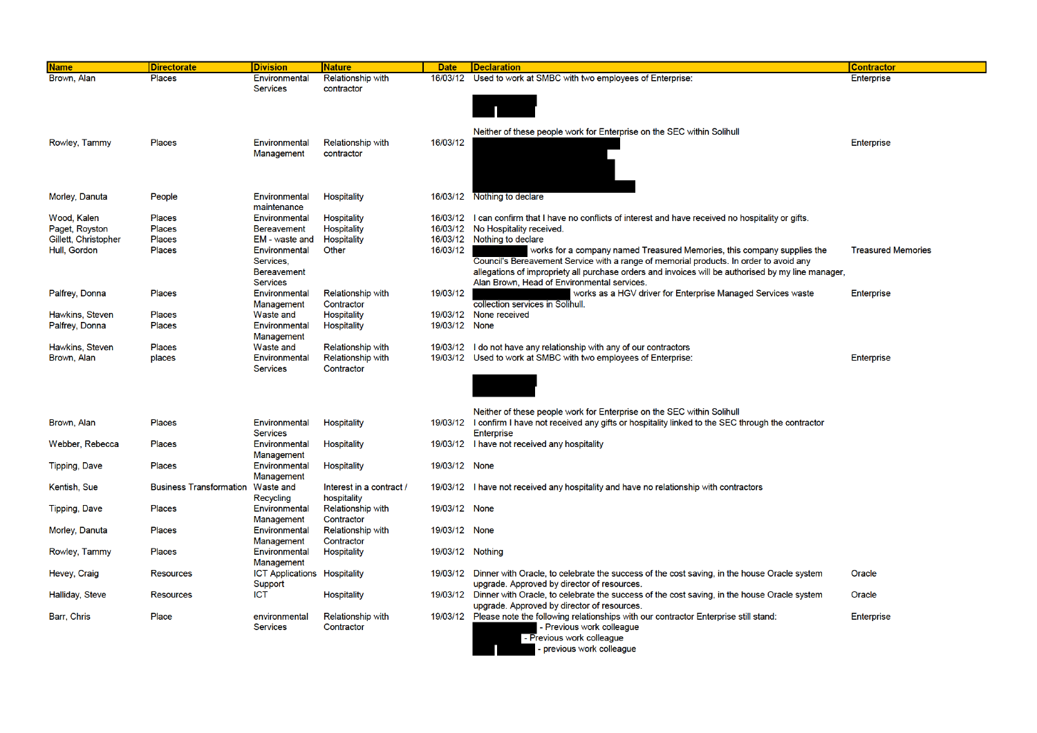| Name | Directorate | Division | Nature | Date | Declaration | Contractor |
|---|---|---|---|---|---|---|
| Brown, Alan | Places | Environmental Services | Relationship with contractor | 16/03/12 | Used to work at SMBC with two employees of Enterprise: Neither of these people work for Enterprise on the SEC within Solihull | Enterprise |
| Rowley, Tammy | Places | Environmental Management | Relationship with contractor | 16/03/12 | | Enterprise |
| Morley, Danuta | People | Environmental maintenance | Hospitality | 16/03/12 | Nothing to declare | |
| Wood, Kalen | Places | Environmental | Hospitality | 16/03/12 | I can confirm that I have no conflicts of interest and have received no hospitality or gifts. | |
| Paget, Royston | Places | Bereavement | Hospitality | 16/03/12 | No Hospitality received. | |
| Gillett, Christopher | Places | EM - waste and | Hospitality | 16/03/12 | Nothing to declare | |
| Hull, Gordon | Places | Environmental Services, Bereavement Services | Other | 16/03/12 | works for a company named Treasured Memories, this company supplies the Council's Bereavement Service with a range of memorial products. In order to avoid any allegations of impropriety all purchase orders and invoices will be authorised by my line manager, Alan Brown, Head of Environmental services. | Treasured Memories |
| Palfrey, Donna | Places | Environmental Management | Relationship with Contractor | 19/03/12 | works as a HGV driver for Enterprise Managed Services waste collection services in Solihull. | Enterprise |
| Hawkins, Steven | Places | Waste and | Hospitality | 19/03/12 | None received | |
| Palfrey, Donna | Places | Environmental Management | Hospitality | 19/03/12 | None | |
| Hawkins, Steven | Places | Waste and | Relationship with | 19/03/12 | I do not have any relationship with any of our contractors | |
| Brown, Alan | places | Environmental Services | Relationship with Contractor | 19/03/12 | Used to work at SMBC with two employees of Enterprise: Neither of these people work for Enterprise on the SEC within Solihull | Enterprise |
| Brown, Alan | Places | Environmental Services | Hospitality | 19/03/12 | I confirm I have not received any gifts or hospitality linked to the SEC through the contractor Enterprise | |
| Webber, Rebecca | Places | Environmental Management | Hospitality | 19/03/12 | I have not received any hospitality | |
| Tipping, Dave | Places | Environmental Management | Hospitality | 19/03/12 | None | |
| Kentish, Sue | Business Transformation | Waste and Recycling | Interest in a contract / hospitality | 19/03/12 | I have not received any hospitality and have no relationship with contractors | |
| Tipping, Dave | Places | Environmental Management | Relationship with Contractor | 19/03/12 | None | |
| Morley, Danuta | Places | Environmental Management | Relationship with Contractor | 19/03/12 | None | |
| Rowley, Tammy | Places | Environmental Management | Hospitality | 19/03/12 | Nothing | |
| Hevey, Craig | Resources | ICT Applications Support | Hospitality | 19/03/12 | Dinner with Oracle, to celebrate the success of the cost saving, in the house Oracle system upgrade. Approved by director of resources. | Oracle |
| Halliday, Steve | Resources | ICT | Hospitality | 19/03/12 | Dinner with Oracle, to celebrate the success of the cost saving, in the house Oracle system upgrade. Approved by director of resources. | Oracle |
| Barr, Chris | Place | environmental Services | Relationship with Contractor | 19/03/12 | Please note the following relationships with our contractor Enterprise still stand: - Previous work colleague - Previous work colleague - previous work colleague | Enterprise |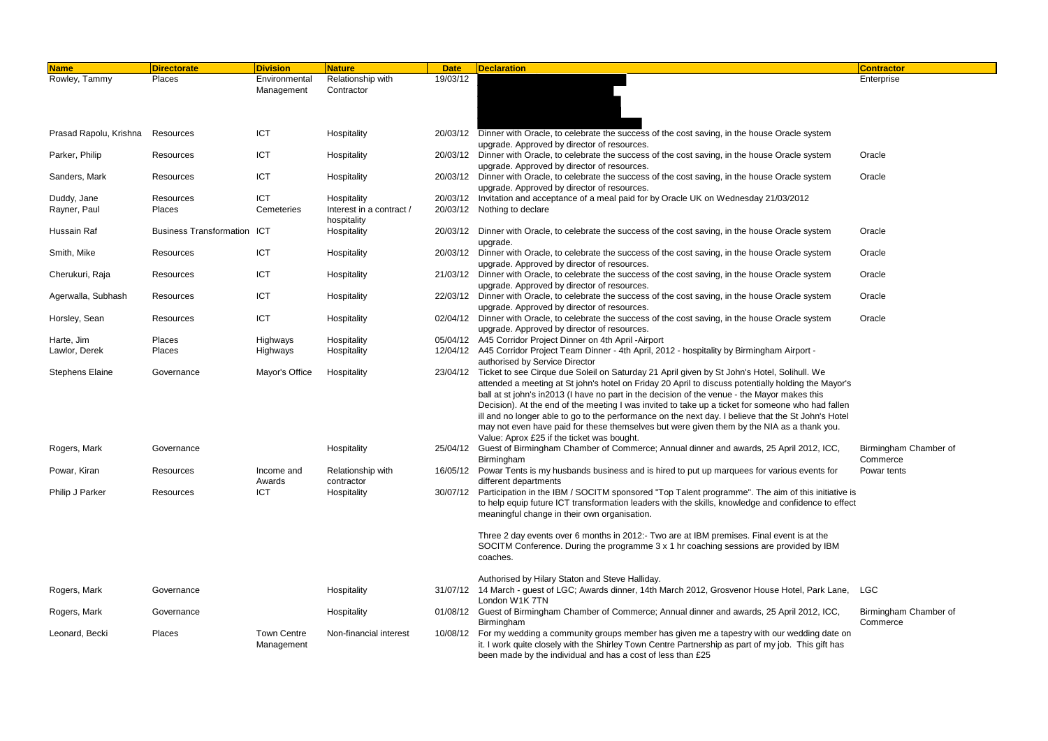| Name | Directorate | Division | Nature | Date | Declaration | Contractor |
| --- | --- | --- | --- | --- | --- | --- |
| Rowley, Tammy | Places | Environmental Management | Relationship with Contractor | 19/03/12 | | Enterprise |
| Prasad Rapolu, Krishna | Resources | ICT | Hospitality | 20/03/12 | Dinner with Oracle, to celebrate the success of the cost saving, in the house Oracle system upgrade. Approved by director of resources. | |
| Parker, Philip | Resources | ICT | Hospitality | 20/03/12 | Dinner with Oracle, to celebrate the success of the cost saving, in the house Oracle system upgrade. Approved by director of resources. | Oracle |
| Sanders, Mark | Resources | ICT | Hospitality | 20/03/12 | Dinner with Oracle, to celebrate the success of the cost saving, in the house Oracle system upgrade. Approved by director of resources. | Oracle |
| Duddy, Jane | Resources | ICT | Hospitality | 20/03/12 | Invitation and acceptance of a meal paid for by Oracle UK on Wednesday 21/03/2012 | |
| Rayner, Paul | Places | Cemeteries | Interest in a contract / hospitality | 20/03/12 | Nothing to declare | |
| Hussain Raf | Business Transformation | ICT | Hospitality | 20/03/12 | Dinner with Oracle, to celebrate the success of the cost saving, in the house Oracle system upgrade. | Oracle |
| Smith, Mike | Resources | ICT | Hospitality | 20/03/12 | Dinner with Oracle, to celebrate the success of the cost saving, in the house Oracle system upgrade. Approved by director of resources. | Oracle |
| Cherukuri, Raja | Resources | ICT | Hospitality | 21/03/12 | Dinner with Oracle, to celebrate the success of the cost saving, in the house Oracle system upgrade. Approved by director of resources. | Oracle |
| Agerwalla, Subhash | Resources | ICT | Hospitality | 22/03/12 | Dinner with Oracle, to celebrate the success of the cost saving, in the house Oracle system upgrade. Approved by director of resources. | Oracle |
| Horsley, Sean | Resources | ICT | Hospitality | 02/04/12 | Dinner with Oracle, to celebrate the success of the cost saving, in the house Oracle system upgrade. Approved by director of resources. | Oracle |
| Harte, Jim | Places | Highways | Hospitality | 05/04/12 | A45 Corridor Project Dinner on 4th April -Airport | |
| Lawlor, Derek | Places | Highways | Hospitality | 12/04/12 | A45 Corridor Project Team Dinner - 4th April, 2012 - hospitality by Birmingham Airport - authorised by Service Director | |
| Stephens Elaine | Governance | Mayor's Office | Hospitality | 23/04/12 | Ticket to see Cirque due Soleil on Saturday 21 April given by St John's Hotel, Solihull. We attended a meeting at St john's hotel on Friday 20 April to discuss potentially holding the Mayor's ball at st john's in2013 (I have no part in the decision of the venue - the Mayor makes this Decision). At the end of the meeting I was invited to take up a ticket for someone who had fallen ill and no longer able to go to the performance on the next day. I believe that the St John's Hotel may not even have paid for these themselves but were given them by the NIA as a thank you. Value: Aprox £25 if the ticket was bought. | |
| Rogers, Mark | Governance | | Hospitality | 25/04/12 | Guest of Birmingham Chamber of Commerce; Annual dinner and awards, 25 April 2012, ICC, Birmingham | Birmingham Chamber of Commerce |
| Powar, Kiran | Resources | Income and Awards | Relationship with contractor | 16/05/12 | Powar Tents is my husbands business and is hired to put up marquees for various events for different departments | Powar tents |
| Philip J Parker | Resources | ICT | Hospitality | 30/07/12 | Participation in the IBM / SOCITM sponsored "Top Talent programme". The aim of this initiative is to help equip future ICT transformation leaders with the skills, knowledge and confidence to effect meaningful change in their own organisation.<br><br>Three 2 day events over 6 months in 2012:- Two are at IBM premises. Final event is at the SOCITM Conference. During the programme 3 x 1 hr coaching sessions are provided by IBM coaches.<br><br>Authorised by Hilary Staton and Steve Halliday. | |
| Rogers, Mark | Governance | | Hospitality | 31/07/12 | 14 March - guest of LGC; Awards dinner, 14th March 2012, Grosvenor House Hotel, Park Lane, London W1K 7TN | LGC |
| Rogers, Mark | Governance | | Hospitality | 01/08/12 | Guest of Birmingham Chamber of Commerce; Annual dinner and awards, 25 April 2012, ICC, Birmingham | Birmingham Chamber of Commerce |
| Leonard, Becki | Places | Town Centre Management | Non-financial interest | 10/08/12 | For my wedding a community groups member has given me a tapestry with our wedding date on it. I work quite closely with the Shirley Town Centre Partnership as part of my job. This gift has been made by the individual and has a cost of less than £25 | |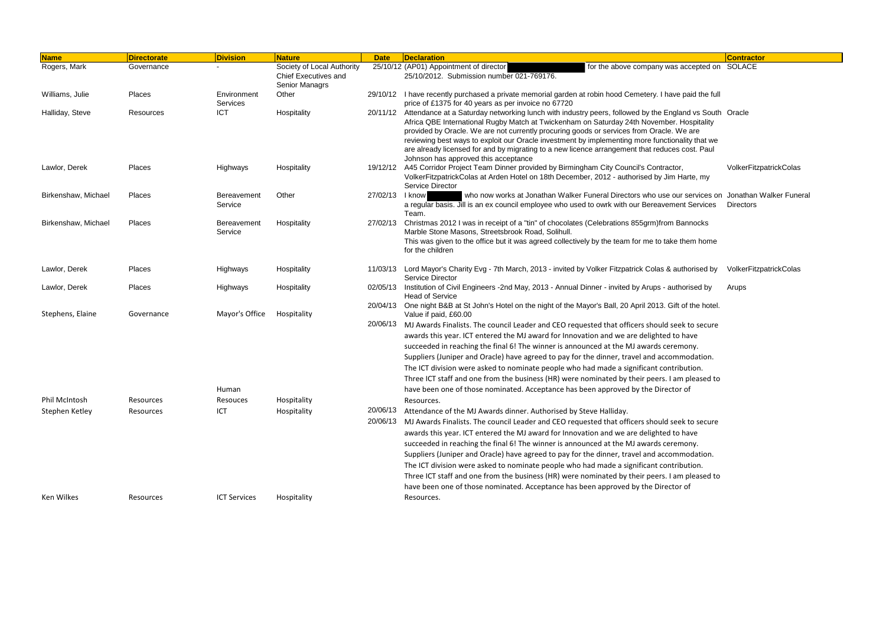| Name | Directorate | Division | Nature | Date | Declaration | Contractor |
|---|---|---|---|---|---|---|
| Rogers, Mark | Governance | - | Society of Local Authority Chief Executives and Senior Managrs | 25/10/12 | (AP01) Appointment of director for the above company was accepted on 25/10/2012. Submission number 021-769176. | SOLACE |
| Williams, Julie | Places | Environment Services | Other | 29/10/12 | I have recently purchased a private memorial garden at robin hood Cemetery. I have paid the full price of £1375 for 40 years as per invoice no 67720 | |
| Halliday, Steve | Resources | ICT | Hospitality | 20/11/12 | Attendance at a Saturday networking lunch with industry peers, followed by the England vs South Africa QBE International Rugby Match at Twickenham on Saturday 24th November. Hospitality provided by Oracle. We are not currently procuring goods or services from Oracle. We are reviewing best ways to exploit our Oracle investment by implementing more functionality that we are already licensed for and by migrating to a new licence arrangement that reduces cost. Paul Johnson has approved this acceptance | Oracle |
| Lawlor, Derek | Places | Highways | Hospitality | 19/12/12 | A45 Corridor Project Team Dinner provided by Birmingham City Council's Contractor, VolkerFitzpatrickColas at Arden Hotel on 18th December, 2012 - authorised by Jim Harte, my Service Director | VolkerFitzpatrickColas |
| Birkenshaw, Michael | Places | Bereavement Service | Other | 27/02/13 | I know who now works at Jonathan Walker Funeral Directors who use our services on a regular basis. Jill is an ex council employee who used to owrk with our Bereavement Services Team. | Jonathan Walker Funeral Directors |
| Birkenshaw, Michael | Places | Bereavement Service | Hospitality | 27/02/13 | Christmas 2012 I was in receipt of a "tin" of chocolates (Celebrations 855grm)from Bannocks Marble Stone Masons, Streetsbrook Road, Solihull. This was given to the office but it was agreed collectively by the team for me to take them home for the children | |
| Lawlor, Derek | Places | Highways | Hospitality | 11/03/13 | Lord Mayor's Charity Evg - 7th March, 2013 - invited by Volker Fitzpatrick Colas & authorised by Service Director | VolkerFitzpatrickColas |
| Lawlor, Derek | Places | Highways | Hospitality | 02/05/13 | Institution of Civil Engineers -2nd May, 2013 - Annual Dinner - invited by Arups - authorised by Head of Service | Arups |
| Stephens, Elaine | Governance | Mayor's Office | Hospitality | 20/04/13 | One night B&B at St John's Hotel on the night of the Mayor's Ball, 20 April 2013. Gift of the hotel. Value if paid, £60.00 | |
| Phil McIntosh | Resources | Human Resouces | Hospitality | 20/06/13 | MJ Awards Finalists. The council Leader and CEO requested that officers should seek to secure awards this year. ICT entered the MJ award for Innovation and we are delighted to have succeeded in reaching the final 6! The winner is announced at the MJ awards ceremony. Suppliers (Juniper and Oracle) have agreed to pay for the dinner, travel and accommodation. The ICT division were asked to nominate people who had made a significant contribution. Three ICT staff and one from the business (HR) were nominated by their peers. I am pleased to have been one of those nominated. Acceptance has been approved by the Director of Resources. | |
| Stephen Ketley | Resources | ICT | Hospitality | 20/06/13 | Attendance of the MJ Awards dinner. Authorised by Steve Halliday. | |
| Ken Wilkes | Resources | ICT Services | Hospitality | 20/06/13 | MJ Awards Finalists. The council Leader and CEO requested that officers should seek to secure awards this year. ICT entered the MJ award for Innovation and we are delighted to have succeeded in reaching the final 6! The winner is announced at the MJ awards ceremony. Suppliers (Juniper and Oracle) have agreed to pay for the dinner, travel and accommodation. The ICT division were asked to nominate people who had made a significant contribution. Three ICT staff and one from the business (HR) were nominated by their peers. I am pleased to have been one of those nominated. Acceptance has been approved by the Director of Resources. | |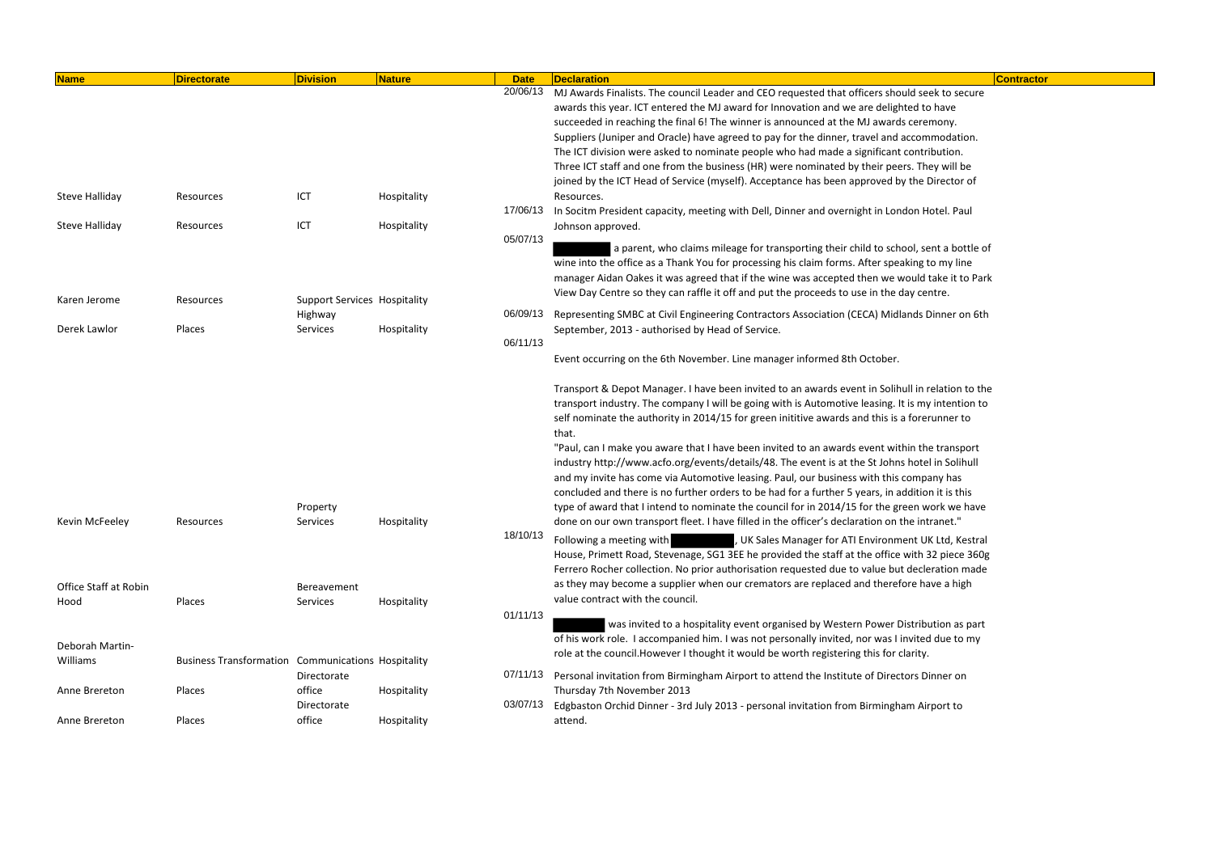| Name | Directorate | Division | Nature | Date | Declaration | Contractor |
|---|---|---|---|---|---|---|
| Steve Halliday | Resources | ICT | Hospitality | 20/06/13 | MJ Awards Finalists. The council Leader and CEO requested that officers should seek to secure awards this year. ICT entered the MJ award for Innovation and we are delighted to have succeeded in reaching the final 6! The winner is announced at the MJ awards ceremony. Suppliers (Juniper and Oracle) have agreed to pay for the dinner, travel and accommodation. The ICT division were asked to nominate people who had made a significant contribution. Three ICT staff and one from the business (HR) were nominated by their peers. They will be joined by the ICT Head of Service (myself). Acceptance has been approved by the Director of Resources. | |
| Steve Halliday | Resources | ICT | Hospitality | 17/06/13 | In Socitm President capacity, meeting with Dell, Dinner and overnight in London Hotel. Paul Johnson approved. | |
| Karen Jerome | Resources | Support Services | Hospitality | 05/07/13 | a parent, who claims mileage for transporting their child to school, sent a bottle of wine into the office as a Thank You for processing his claim forms. After speaking to my line manager Aidan Oakes it was agreed that if the wine was accepted then we would take it to Park View Day Centre so they can raffle it off and put the proceeds to use in the day centre. | |
| Derek Lawlor | Places | Highway Services | Hospitality | 06/09/13 | Representing SMBC at Civil Engineering Contractors Association (CECA) Midlands Dinner on 6th September, 2013 - authorised by Head of Service. | |
| Kevin McFeeley | Resources | Property Services | Hospitality | 06/11/13 | Event occurring on the 6th November. Line manager informed 8th October.<br><br>Transport & Depot Manager. I have been invited to an awards event in Solihull in relation to the transport industry. The company I will be going with is Automotive leasing. It is my intention to self nominate the authority in 2014/15 for green initiative awards and this is a forerunner to that.<br>"Paul, can I make you aware that I have been invited to an awards event within the transport industry http://www.acfo.org/events/details/48. The event is at the St Johns hotel in Solihull and my invite has come via Automotive leasing. Paul, our business with this company has concluded and there is no further orders to be had for a further 5 years, in addition it is this type of award that I intend to nominate the council for in 2014/15 for the green work we have done on our own transport fleet. I have filled in the officer's declaration on the intranet." | |
| Office Staff at Robin Hood | Places | Bereavement Services | Hospitality | 18/10/13 | Following a meeting with , UK Sales Manager for ATI Environment UK Ltd, Kestral House, Primett Road, Stevenage, SG1 3EE he provided the staff at the office with 32 piece 360g Ferrero Rocher collection. No prior authorisation requested due to value but decleration made as they may become a supplier when our cremators are replaced and therefore have a high value contract with the council. | |
| Deborah Martin-Williams | Business Transformation | Communications | Hospitality | 01/11/13 | was invited to a hospitality event organised by Western Power Distribution as part of his work role. I accompanied him. I was not personally invited, nor was I invited due to my role at the council.However I thought it would be worth registering this for clarity. | |
| Anne Brereton | Places | Directorate office | Hospitality | 07/11/13 | Personal invitation from Birmingham Airport to attend the Institute of Directors Dinner on Thursday 7th November 2013 | |
| Anne Brereton | Places | Directorate office | Hospitality | 03/07/13 | Edgbaston Orchid Dinner - 3rd July 2013 - personal invitation from Birmingham Airport to attend. | |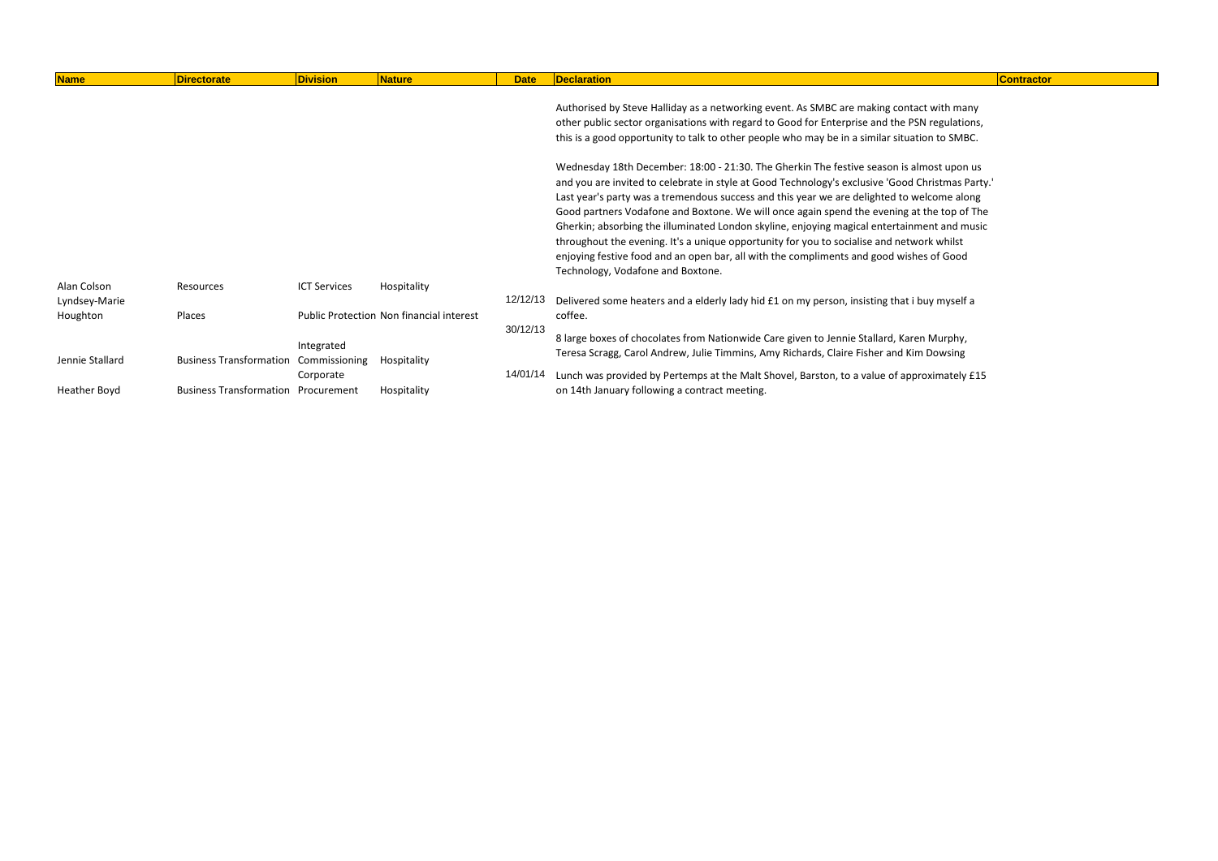| Name | Directorate | Division | Nature | Date | Declaration | Contractor |
|---|---|---|---|---|---|---|
| Alan Colson | Resources | ICT Services | Hospitality | | Authorised by Steve Halliday as a networking event. As SMBC are making contact with many other public sector organisations with regard to Good for Enterprise and the PSN regulations, this is a good opportunity to talk to other people who may be in a similar situation to SMBC. Wednesday 18th December: 18:00 - 21:30. The Gherkin The festive season is almost upon us and you are invited to celebrate in style at Good Technology's exclusive 'Good Christmas Party.' Last year's party was a tremendous success and this year we are delighted to welcome along Good partners Vodafone and Boxtone. We will once again spend the evening at the top of The Gherkin; absorbing the illuminated London skyline, enjoying magical entertainment and music throughout the evening. It's a unique opportunity for you to socialise and network whilst enjoying festive food and an open bar, all with the compliments and good wishes of Good Technology, Vodafone and Boxtone. | |
| Lyndsey-Marie Houghton | Places | Public Protection | Non financial interest | 12/12/13 | Delivered some heaters and a elderly lady hid £1 on my person, insisting that i buy myself a coffee. | |
| Jennie Stallard | Business Transformation | Integrated Commissioning | Hospitality | 30/12/13 | 8 large boxes of chocolates from Nationwide Care given to Jennie Stallard, Karen Murphy, Teresa Scragg, Carol Andrew, Julie Timmins, Amy Richards, Claire Fisher and Kim Dowsing | |
| Heather Boyd | Business Transformation | Corporate Procurement | Hospitality | 14/01/14 | Lunch was provided by Pertemps at the Malt Shovel, Barston, to a value of approximately £15 on 14th January following a contract meeting. | |